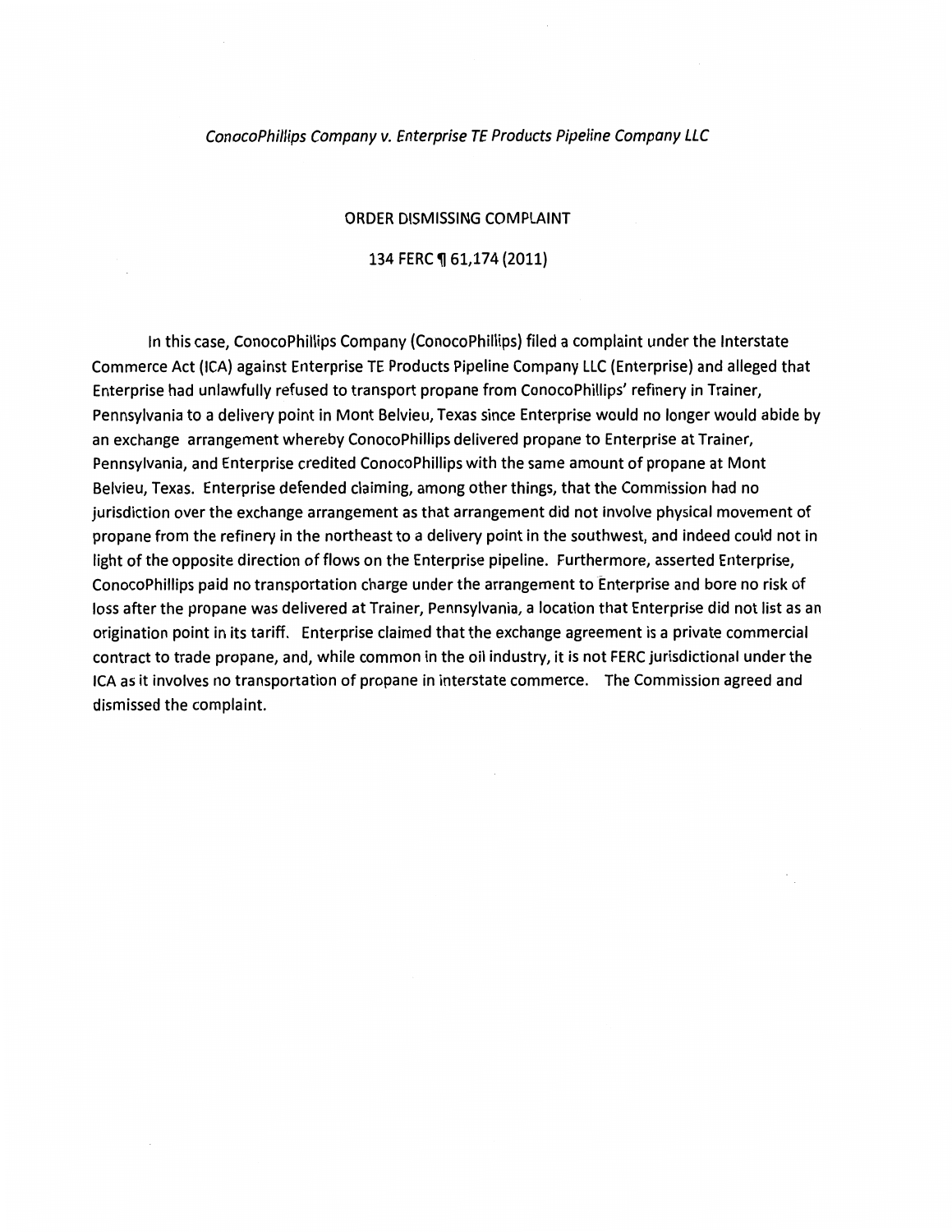*ConocoPhillips Company v. Enterprise TE Products Pipeline Company LLC*

ORDER DISMISSING COMPLAINT

134 FERC ¶ 61,174 (2011)

In this case, ConocoPhillips Company (ConocoPhillips) filed a complaint under the Interstate Commerce Act (ICA) against Enterprise TE Products Pipeline Company LLC (Enterprise) and alleged that Enterprise had unlawfully refused to transport propane from ConocoPhillips' refinery in Trainer, Pennsylvania to a delivery point in Mont Belvieu, Texas since Enterprise would no longer would abide by an exchange arrangement whereby ConocoPhillips delivered propane to Enterprise at Trainer, Pennsylvania, and Enterprise credited ConocoPhillips with the same amount of propane at Mont Belvieu, Texas. Enterprise defended claiming, among other things, that the Commission had no jurisdiction over the exchange arrangement as that arrangement did not involve physical movement of propane from the refinery in the northeast to a delivery point in the southwest, and indeed could not in light of the opposite direction of flows on the Enterprise pipeline. Furthermore, asserted Enterprise, ConocoPhillips paid no transportation charge under the arrangement to Enterprise and bore no risk of loss after the propane was delivered at Trainer, Pennsylvania, a location that Enterprise did not list as an origination point in its tariff. Enterprise claimed that the exchange agreement is a private commercial contract to trade propane, and, while common in the oil industry, it is not FERC jurisdictional under the ICA as it involves no transportation of propane in interstate commerce. The Commission agreed and dismissed the complaint.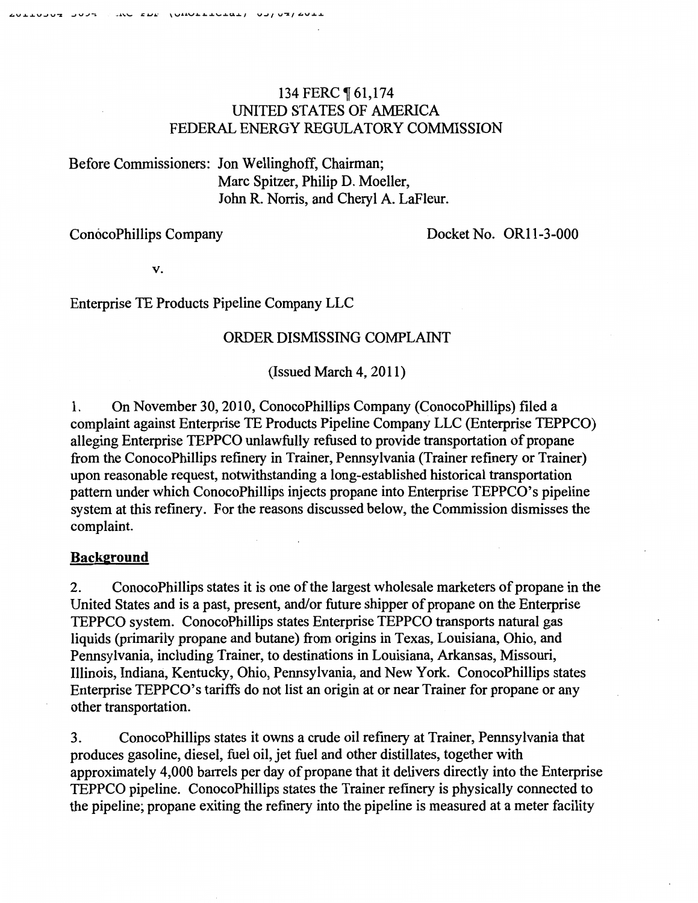134 FERC ¶ 61,174
UNITED STATES OF AMERICA
FEDERAL ENERGY REGULATORY COMMISSION

Before Commissioners: Jon Wellinghoff, Chairman;
Marc Spitzer, Philip D. Moeller,
John R. Norris, and Cheryl A. LaFleur.

ConocoPhillips Company Docket No. OR11-3-000

v.

Enterprise TE Products Pipeline Company LLC

ORDER DISMISSING COMPLAINT

(Issued March 4, 2011)

1. On November 30, 2010, ConocoPhillips Company (ConocoPhillips) filed a complaint against Enterprise TE Products Pipeline Company LLC (Enterprise TEPPCO) alleging Enterprise TEPPCO unlawfully refused to provide transportation of propane from the ConocoPhillips refinery in Trainer, Pennsylvania (Trainer refinery or Trainer) upon reasonable request, notwithstanding a long-established historical transportation pattern under which ConocoPhillips injects propane into Enterprise TEPPCO's pipeline system at this refinery. For the reasons discussed below, the Commission dismisses the complaint.

## Background

2. ConocoPhillips states it is one of the largest wholesale marketers of propane in the United States and is a past, present, and/or future shipper of propane on the Enterprise TEPPCO system. ConocoPhillips states Enterprise TEPPCO transports natural gas liquids (primarily propane and butane) from origins in Texas, Louisiana, Ohio, and Pennsylvania, including Trainer, to destinations in Louisiana, Arkansas, Missouri, Illinois, Indiana, Kentucky, Ohio, Pennsylvania, and New York. ConocoPhillips states Enterprise TEPPCO's tariffs do not list an origin at or near Trainer for propane or any other transportation.

3. ConocoPhillips states it owns a crude oil refinery at Trainer, Pennsylvania that produces gasoline, diesel, fuel oil, jet fuel and other distillates, together with approximately 4,000 barrels per day of propane that it delivers directly into the Enterprise TEPPCO pipeline. ConocoPhillips states the Trainer refinery is physically connected to the pipeline; propane exiting the refinery into the pipeline is measured at a meter facility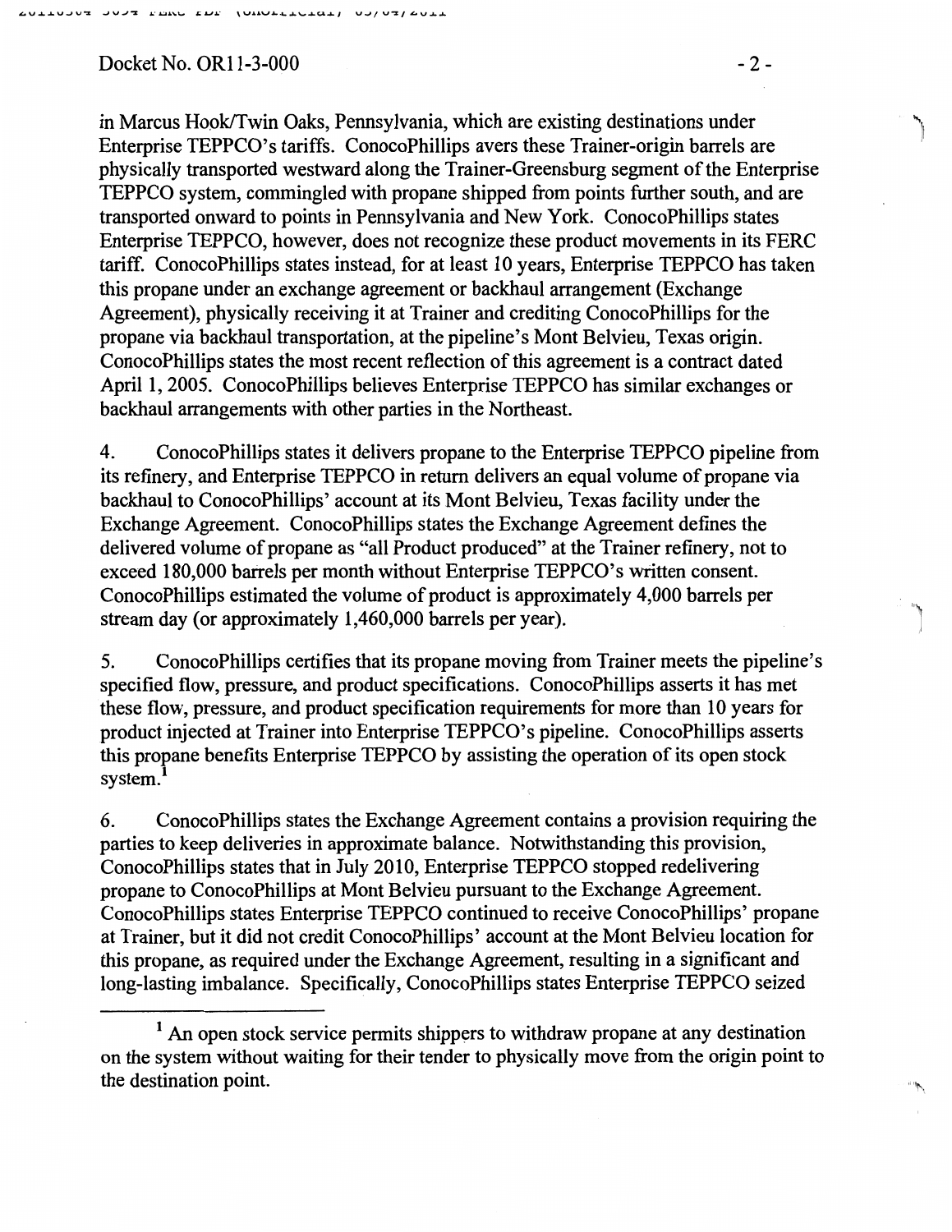in Marcus Hook/Twin Oaks, Pennsylvania, which are existing destinations under Enterprise TEPPCO's tariffs. ConocoPhillips avers these Trainer-origin barrels are physically transported westward along the Trainer-Greensburg segment of the Enterprise TEPPCO system, commingled with propane shipped from points further south, and are transported onward to points in Pennsylvania and New York. ConocoPhillips states Enterprise TEPPCO, however, does not recognize these product movements in its FERC tariff. ConocoPhillips states instead, for at least 10 years, Enterprise TEPPCO has taken this propane under an exchange agreement or backhaul arrangement (Exchange Agreement), physically receiving it at Trainer and crediting ConocoPhillips for the propane via backhaul transportation, at the pipeline's Mont Belvieu, Texas origin. ConocoPhillips states the most recent reflection of this agreement is a contract dated April 1, 2005. ConocoPhillips believes Enterprise TEPPCO has similar exchanges or backhaul arrangements with other parties in the Northeast.

4. ConocoPhillips states it delivers propane to the Enterprise TEPPCO pipeline from its refinery, and Enterprise TEPPCO in return delivers an equal volume of propane via backhaul to ConocoPhillips' account at its Mont Belvieu, Texas facility under the Exchange Agreement. ConocoPhillips states the Exchange Agreement defines the delivered volume of propane as "all Product produced" at the Trainer refinery, not to exceed 180,000 barrels per month without Enterprise TEPPCO's written consent. ConocoPhillips estimated the volume of product is approximately 4,000 barrels per stream day (or approximately 1,460,000 barrels per year).

5. ConocoPhillips certifies that its propane moving from Trainer meets the pipeline's specified flow, pressure, and product specifications. ConocoPhillips asserts it has met these flow, pressure, and product specification requirements for more than 10 years for product injected at Trainer into Enterprise TEPPCO's pipeline. ConocoPhillips asserts this propane benefits Enterprise TEPPCO by assisting the operation of its open stock system.[1]

6. ConocoPhillips states the Exchange Agreement contains a provision requiring the parties to keep deliveries in approximate balance. Notwithstanding this provision, ConocoPhillips states that in July 2010, Enterprise TEPPCO stopped redelivering propane to ConocoPhillips at Mont Belvieu pursuant to the Exchange Agreement. ConocoPhillips states Enterprise TEPPCO continued to receive ConocoPhillips' propane at Trainer, but it did not credit ConocoPhillips' account at the Mont Belvieu location for this propane, as required under the Exchange Agreement, resulting in a significant and long-lasting imbalance. Specifically, ConocoPhillips states Enterprise TEPPCO seized

[1] An open stock service permits shippers to withdraw propane at any destination on the system without waiting for their tender to physically move from the origin point to the destination point.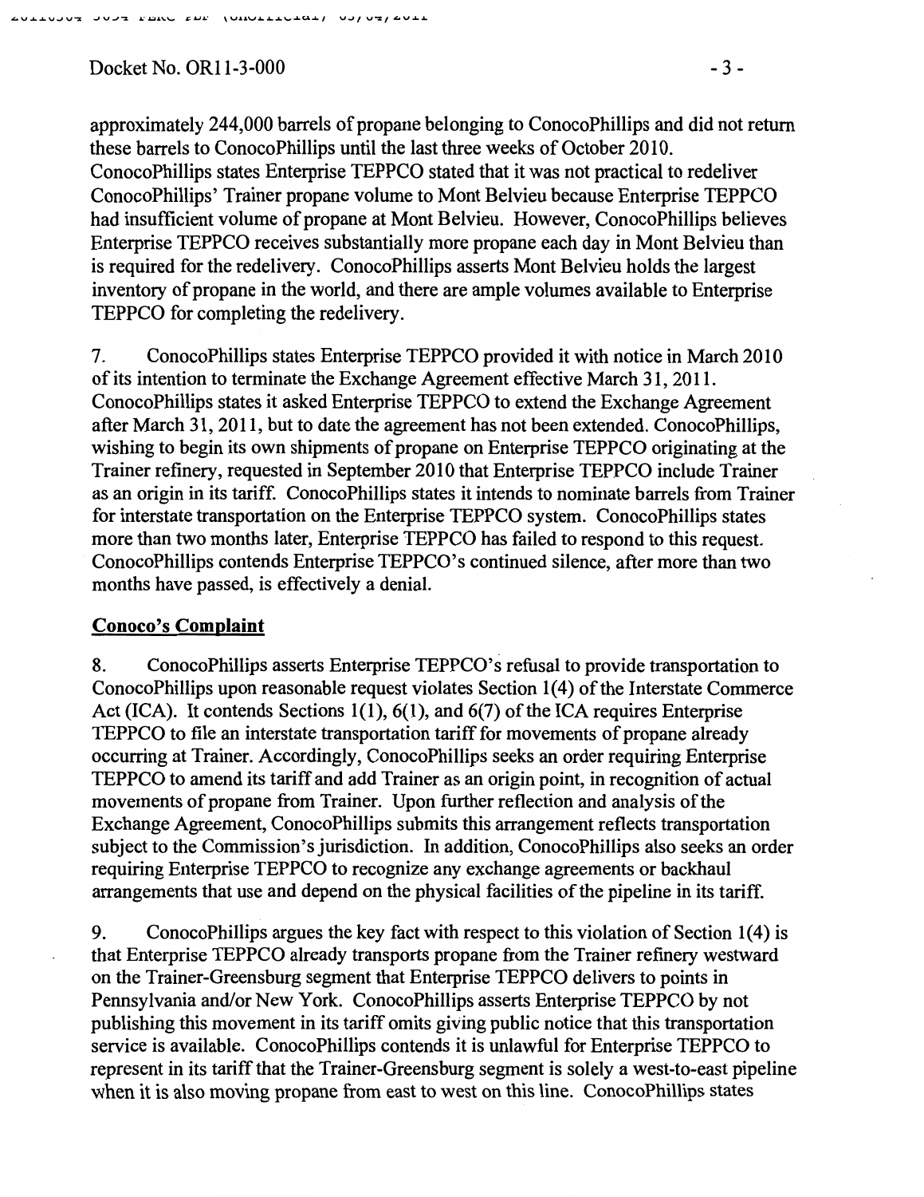approximately 244,000 barrels of propane belonging to ConocoPhillips and did not return these barrels to ConocoPhillips until the last three weeks of October 2010. ConocoPhillips states Enterprise TEPPCO stated that it was not practical to redeliver ConocoPhillips' Trainer propane volume to Mont Belvieu because Enterprise TEPPCO had insufficient volume of propane at Mont Belvieu. However, ConocoPhillips believes Enterprise TEPPCO receives substantially more propane each day in Mont Belvieu than is required for the redelivery. ConocoPhillips asserts Mont Belvieu holds the largest inventory of propane in the world, and there are ample volumes available to Enterprise TEPPCO for completing the redelivery.

7. ConocoPhillips states Enterprise TEPPCO provided it with notice in March 2010 of its intention to terminate the Exchange Agreement effective March 31, 2011. ConocoPhillips states it asked Enterprise TEPPCO to extend the Exchange Agreement after March 31, 2011, but to date the agreement has not been extended. ConocoPhillips, wishing to begin its own shipments of propane on Enterprise TEPPCO originating at the Trainer refinery, requested in September 2010 that Enterprise TEPPCO include Trainer as an origin in its tariff. ConocoPhillips states it intends to nominate barrels from Trainer for interstate transportation on the Enterprise TEPPCO system. ConocoPhillips states more than two months later, Enterprise TEPPCO has failed to respond to this request. ConocoPhillips contends Enterprise TEPPCO's continued silence, after more than two months have passed, is effectively a denial.

## Conoco's Complaint

8. ConocoPhillips asserts Enterprise TEPPCO's refusal to provide transportation to ConocoPhillips upon reasonable request violates Section 1(4) of the Interstate Commerce Act (ICA). It contends Sections 1(1), 6(1), and 6(7) of the ICA requires Enterprise TEPPCO to file an interstate transportation tariff for movements of propane already occurring at Trainer. Accordingly, ConocoPhillips seeks an order requiring Enterprise TEPPCO to amend its tariff and add Trainer as an origin point, in recognition of actual movements of propane from Trainer. Upon further reflection and analysis of the Exchange Agreement, ConocoPhillips submits this arrangement reflects transportation subject to the Commission's jurisdiction. In addition, ConocoPhillips also seeks an order requiring Enterprise TEPPCO to recognize any exchange agreements or backhaul arrangements that use and depend on the physical facilities of the pipeline in its tariff.

9. ConocoPhillips argues the key fact with respect to this violation of Section 1(4) is that Enterprise TEPPCO already transports propane from the Trainer refinery westward on the Trainer-Greensburg segment that Enterprise TEPPCO delivers to points in Pennsylvania and/or New York. ConocoPhillips asserts Enterprise TEPPCO by not publishing this movement in its tariff omits giving public notice that this transportation service is available. ConocoPhillips contends it is unlawful for Enterprise TEPPCO to represent in its tariff that the Trainer-Greensburg segment is solely a west-to-east pipeline when it is also moving propane from east to west on this line. ConocoPhillips states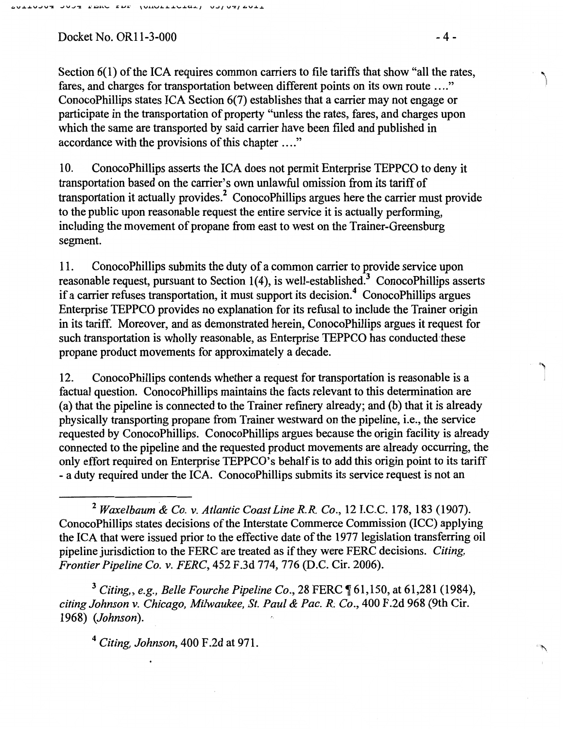Section 6(1) of the ICA requires common carriers to file tariffs that show "all the rates, fares, and charges for transportation between different points on its own route ...." ConocoPhillips states ICA Section 6(7) establishes that a carrier may not engage or participate in the transportation of property "unless the rates, fares, and charges upon which the same are transported by said carrier have been filed and published in accordance with the provisions of this chapter ...."

10. ConocoPhillips asserts the ICA does not permit Enterprise TEPPCO to deny it transportation based on the carrier's own unlawful omission from its tariff of transportation it actually provides.[2] ConocoPhillips argues here the carrier must provide to the public upon reasonable request the entire service it is actually performing, including the movement of propane from east to west on the Trainer-Greensburg segment.

11. ConocoPhillips submits the duty of a common carrier to provide service upon reasonable request, pursuant to Section 1(4), is well-established.[3] ConocoPhillips asserts if a carrier refuses transportation, it must support its decision.[4] ConocoPhillips argues Enterprise TEPPCO provides no explanation for its refusal to include the Trainer origin in its tariff. Moreover, and as demonstrated herein, ConocoPhillips argues it request for such transportation is wholly reasonable, as Enterprise TEPPCO has conducted these propane product movements for approximately a decade.

12. ConocoPhillips contends whether a request for transportation is reasonable is a factual question. ConocoPhillips maintains the facts relevant to this determination are (a) that the pipeline is connected to the Trainer refinery already; and (b) that it is already physically transporting propane from Trainer westward on the pipeline, i.e., the service requested by ConocoPhillips. ConocoPhillips argues because the origin facility is already connected to the pipeline and the requested product movements are already occurring, the only effort required on Enterprise TEPPCO's behalf is to add this origin point to its tariff - a duty required under the ICA. ConocoPhillips submits its service request is not an

---

[2] *Waxelbaum & Co. v. Atlantic Coast Line R.R. Co.*, 12 I.C.C. 178, 183 (1907). ConocoPhillips states decisions of the Interstate Commerce Commission (ICC) applying the ICA that were issued prior to the effective date of the 1977 legislation transferring oil pipeline jurisdiction to the FERC are treated as if they were FERC decisions. *Citing, Frontier Pipeline Co. v. FERC*, 452 F.3d 774, 776 (D.C. Cir. 2006).

[3] *Citing,, e.g., Belle Fourche Pipeline Co.*, 28 FERC ¶ 61,150, at 61,281 (1984), *citing Johnson v. Chicago, Milwaukee, St. Paul & Pac. R. Co.*, 400 F.2d 968 (9th Cir. 1968) (*Johnson*).

[4] *Citing, Johnson*, 400 F.2d at 971.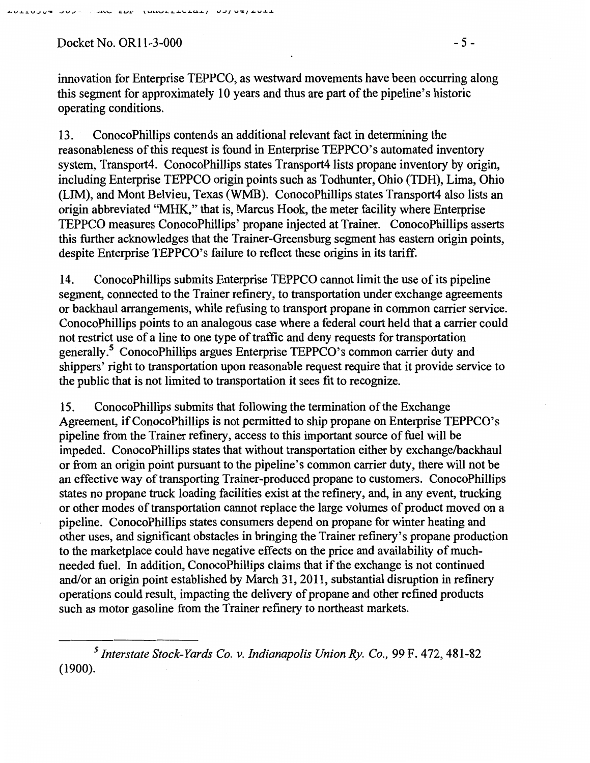innovation for Enterprise TEPPCO, as westward movements have been occurring along this segment for approximately 10 years and thus are part of the pipeline's historic operating conditions.

13. ConocoPhillips contends an additional relevant fact in determining the reasonableness of this request is found in Enterprise TEPPCO's automated inventory system, Transport4. ConocoPhillips states Transport4 lists propane inventory by origin, including Enterprise TEPPCO origin points such as Todhunter, Ohio (TDH), Lima, Ohio (LIM), and Mont Belvieu, Texas (WMB). ConocoPhillips states Transport4 also lists an origin abbreviated "MHK," that is, Marcus Hook, the meter facility where Enterprise TEPPCO measures ConocoPhillips' propane injected at Trainer. ConocoPhillips asserts this further acknowledges that the Trainer-Greensburg segment has eastern origin points, despite Enterprise TEPPCO's failure to reflect these origins in its tariff.

14. ConocoPhillips submits Enterprise TEPPCO cannot limit the use of its pipeline segment, connected to the Trainer refinery, to transportation under exchange agreements or backhaul arrangements, while refusing to transport propane in common carrier service. ConocoPhillips points to an analogous case where a federal court held that a carrier could not restrict use of a line to one type of traffic and deny requests for transportation generally.[5] ConocoPhillips argues Enterprise TEPPCO's common carrier duty and shippers' right to transportation upon reasonable request require that it provide service to the public that is not limited to transportation it sees fit to recognize.

15. ConocoPhillips submits that following the termination of the Exchange Agreement, if ConocoPhillips is not permitted to ship propane on Enterprise TEPPCO's pipeline from the Trainer refinery, access to this important source of fuel will be impeded. ConocoPhillips states that without transportation either by exchange/backhaul or from an origin point pursuant to the pipeline's common carrier duty, there will not be an effective way of transporting Trainer-produced propane to customers. ConocoPhillips states no propane truck loading facilities exist at the refinery, and, in any event, trucking or other modes of transportation cannot replace the large volumes of product moved on a pipeline. ConocoPhillips states consumers depend on propane for winter heating and other uses, and significant obstacles in bringing the Trainer refinery's propane production to the marketplace could have negative effects on the price and availability of much-needed fuel. In addition, ConocoPhillips claims that if the exchange is not continued and/or an origin point established by March 31, 2011, substantial disruption in refinery operations could result, impacting the delivery of propane and other refined products such as motor gasoline from the Trainer refinery to northeast markets.

---

[5] *Interstate Stock-Yards Co. v. Indianapolis Union Ry. Co.*, 99 F. 472, 481-82 (1900).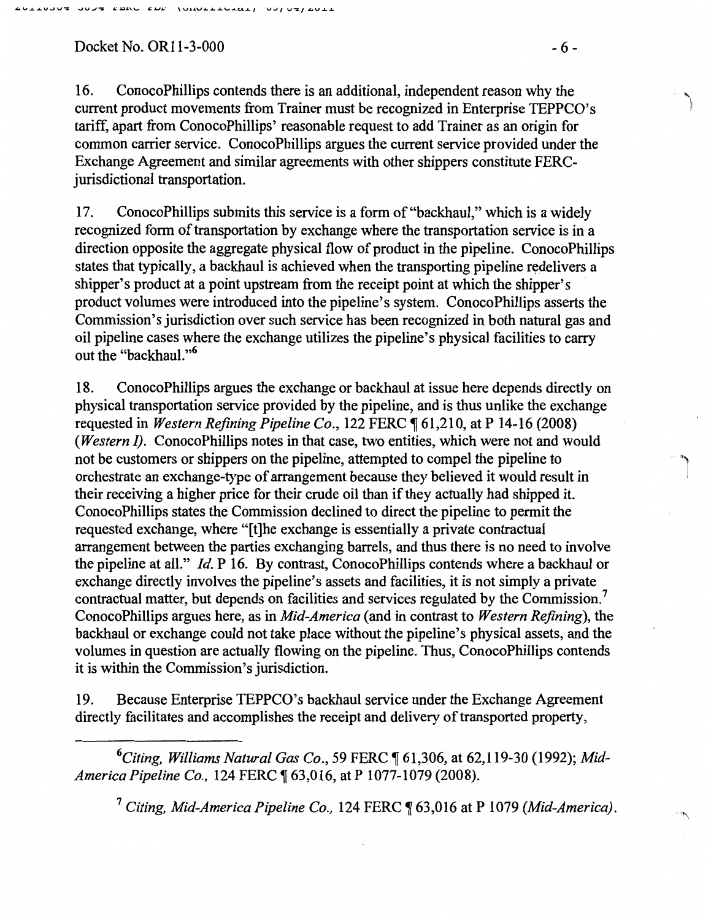16. ConocoPhillips contends there is an additional, independent reason why the current product movements from Trainer must be recognized in Enterprise TEPPCO's tariff, apart from ConocoPhillips' reasonable request to add Trainer as an origin for common carrier service. ConocoPhillips argues the current service provided under the Exchange Agreement and similar agreements with other shippers constitute FERC-jurisdictional transportation.

17. ConocoPhillips submits this service is a form of "backhaul," which is a widely recognized form of transportation by exchange where the transportation service is in a direction opposite the aggregate physical flow of product in the pipeline. ConocoPhillips states that typically, a backhaul is achieved when the transporting pipeline redelivers a shipper's product at a point upstream from the receipt point at which the shipper's product volumes were introduced into the pipeline's system. ConocoPhillips asserts the Commission's jurisdiction over such service has been recognized in both natural gas and oil pipeline cases where the exchange utilizes the pipeline's physical facilities to carry out the "backhaul."[6]

18. ConocoPhillips argues the exchange or backhaul at issue here depends directly on physical transportation service provided by the pipeline, and is thus unlike the exchange requested in *Western Refining Pipeline Co.*, 122 FERC ¶ 61,210, at P 14-16 (2008) (*Western I)*. ConocoPhillips notes in that case, two entities, which were not and would not be customers or shippers on the pipeline, attempted to compel the pipeline to orchestrate an exchange-type of arrangement because they believed it would result in their receiving a higher price for their crude oil than if they actually had shipped it. ConocoPhillips states the Commission declined to direct the pipeline to permit the requested exchange, where "[t]he exchange is essentially a private contractual arrangement between the parties exchanging barrels, and thus there is no need to involve the pipeline at all." *Id.* P 16. By contrast, ConocoPhillips contends where a backhaul or exchange directly involves the pipeline's assets and facilities, it is not simply a private contractual matter, but depends on facilities and services regulated by the Commission.[7] ConocoPhillips argues here, as in *Mid-America* (and in contrast to *Western Refining*), the backhaul or exchange could not take place without the pipeline's physical assets, and the volumes in question are actually flowing on the pipeline. Thus, ConocoPhillips contends it is within the Commission's jurisdiction.

19. Because Enterprise TEPPCO's backhaul service under the Exchange Agreement directly facilitates and accomplishes the receipt and delivery of transported property,

---

[6] *Citing, Williams Natural Gas Co.*, 59 FERC ¶ 61,306, at 62,119-30 (1992); *Mid-America Pipeline Co.*, 124 FERC ¶ 63,016, at P 1077-1079 (2008).

[7] *Citing, Mid-America Pipeline Co.*, 124 FERC ¶ 63,016 at P 1079 (*Mid-America*).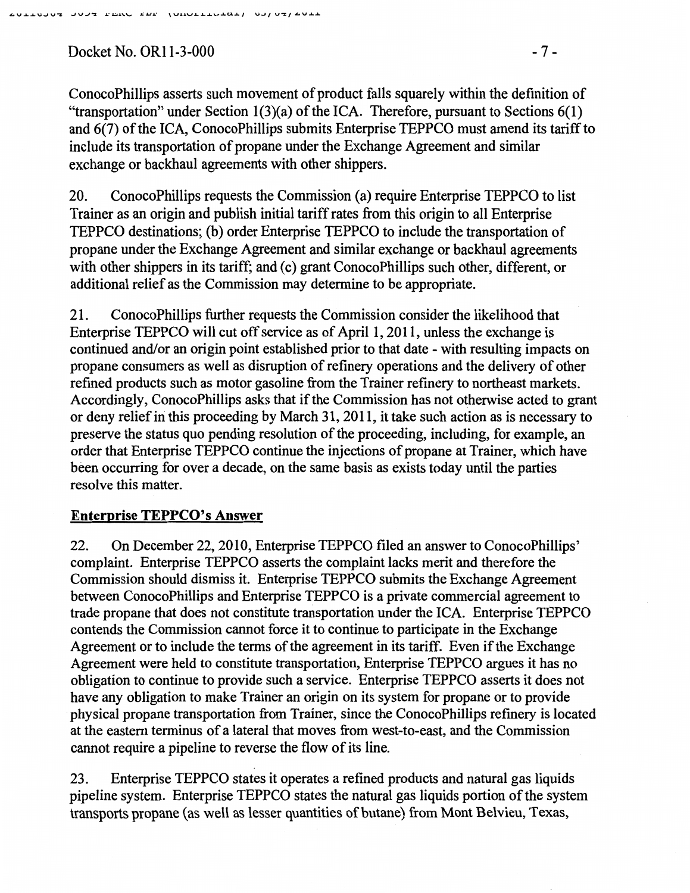ConocoPhillips asserts such movement of product falls squarely within the definition of "transportation" under Section 1(3)(a) of the ICA. Therefore, pursuant to Sections 6(1) and 6(7) of the ICA, ConocoPhillips submits Enterprise TEPPCO must amend its tariff to include its transportation of propane under the Exchange Agreement and similar exchange or backhaul agreements with other shippers.

20. ConocoPhillips requests the Commission (a) require Enterprise TEPPCO to list Trainer as an origin and publish initial tariff rates from this origin to all Enterprise TEPPCO destinations; (b) order Enterprise TEPPCO to include the transportation of propane under the Exchange Agreement and similar exchange or backhaul agreements with other shippers in its tariff; and (c) grant ConocoPhillips such other, different, or additional relief as the Commission may determine to be appropriate.

21. ConocoPhillips further requests the Commission consider the likelihood that Enterprise TEPPCO will cut off service as of April 1, 2011, unless the exchange is continued and/or an origin point established prior to that date - with resulting impacts on propane consumers as well as disruption of refinery operations and the delivery of other refined products such as motor gasoline from the Trainer refinery to northeast markets. Accordingly, ConocoPhillips asks that if the Commission has not otherwise acted to grant or deny relief in this proceeding by March 31, 2011, it take such action as is necessary to preserve the status quo pending resolution of the proceeding, including, for example, an order that Enterprise TEPPCO continue the injections of propane at Trainer, which have been occurring for over a decade, on the same basis as exists today until the parties resolve this matter.

**Enterprise TEPPCO's Answer**

22. On December 22, 2010, Enterprise TEPPCO filed an answer to ConocoPhillips' complaint. Enterprise TEPPCO asserts the complaint lacks merit and therefore the Commission should dismiss it. Enterprise TEPPCO submits the Exchange Agreement between ConocoPhillips and Enterprise TEPPCO is a private commercial agreement to trade propane that does not constitute transportation under the ICA. Enterprise TEPPCO contends the Commission cannot force it to continue to participate in the Exchange Agreement or to include the terms of the agreement in its tariff. Even if the Exchange Agreement were held to constitute transportation, Enterprise TEPPCO argues it has no obligation to continue to provide such a service. Enterprise TEPPCO asserts it does not have any obligation to make Trainer an origin on its system for propane or to provide physical propane transportation from Trainer, since the ConocoPhillips refinery is located at the eastern terminus of a lateral that moves from west-to-east, and the Commission cannot require a pipeline to reverse the flow of its line.

23. Enterprise TEPPCO states it operates a refined products and natural gas liquids pipeline system. Enterprise TEPPCO states the natural gas liquids portion of the system transports propane (as well as lesser quantities of butane) from Mont Belvieu, Texas,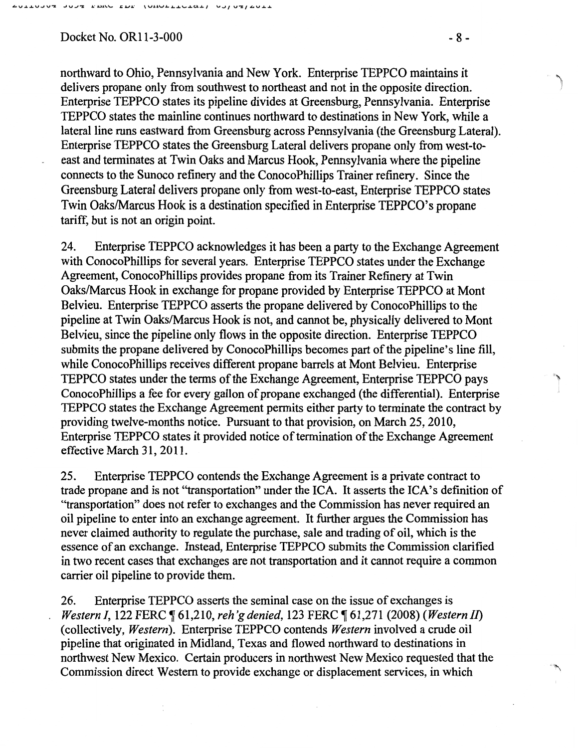northward to Ohio, Pennsylvania and New York. Enterprise TEPPCO maintains it delivers propane only from southwest to northeast and not in the opposite direction. Enterprise TEPPCO states its pipeline divides at Greensburg, Pennsylvania. Enterprise TEPPCO states the mainline continues northward to destinations in New York, while a lateral line runs eastward from Greensburg across Pennsylvania (the Greensburg Lateral). Enterprise TEPPCO states the Greensburg Lateral delivers propane only from west-to-east and terminates at Twin Oaks and Marcus Hook, Pennsylvania where the pipeline connects to the Sunoco refinery and the ConocoPhillips Trainer refinery. Since the Greensburg Lateral delivers propane only from west-to-east, Enterprise TEPPCO states Twin Oaks/Marcus Hook is a destination specified in Enterprise TEPPCO's propane tariff, but is not an origin point.

24. Enterprise TEPPCO acknowledges it has been a party to the Exchange Agreement with ConocoPhillips for several years. Enterprise TEPPCO states under the Exchange Agreement, ConocoPhillips provides propane from its Trainer Refinery at Twin Oaks/Marcus Hook in exchange for propane provided by Enterprise TEPPCO at Mont Belvieu. Enterprise TEPPCO asserts the propane delivered by ConocoPhillips to the pipeline at Twin Oaks/Marcus Hook is not, and cannot be, physically delivered to Mont Belvieu, since the pipeline only flows in the opposite direction. Enterprise TEPPCO submits the propane delivered by ConocoPhillips becomes part of the pipeline's line fill, while ConocoPhillips receives different propane barrels at Mont Belvieu. Enterprise TEPPCO states under the terms of the Exchange Agreement, Enterprise TEPPCO pays ConocoPhillips a fee for every gallon of propane exchanged (the differential). Enterprise TEPPCO states the Exchange Agreement permits either party to terminate the contract by providing twelve-months notice. Pursuant to that provision, on March 25, 2010, Enterprise TEPPCO states it provided notice of termination of the Exchange Agreement effective March 31, 2011.

25. Enterprise TEPPCO contends the Exchange Agreement is a private contract to trade propane and is not "transportation" under the ICA. It asserts the ICA's definition of "transportation" does not refer to exchanges and the Commission has never required an oil pipeline to enter into an exchange agreement. It further argues the Commission has never claimed authority to regulate the purchase, sale and trading of oil, which is the essence of an exchange. Instead, Enterprise TEPPCO submits the Commission clarified in two recent cases that exchanges are not transportation and it cannot require a common carrier oil pipeline to provide them.

26. Enterprise TEPPCO asserts the seminal case on the issue of exchanges is *Western I*, 122 FERC ¶ 61,210, *reh'g denied*, 123 FERC ¶ 61,271 (2008) (*Western II*) (collectively, *Western*). Enterprise TEPPCO contends *Western* involved a crude oil pipeline that originated in Midland, Texas and flowed northward to destinations in northwest New Mexico. Certain producers in northwest New Mexico requested that the Commission direct Western to provide exchange or displacement services, in which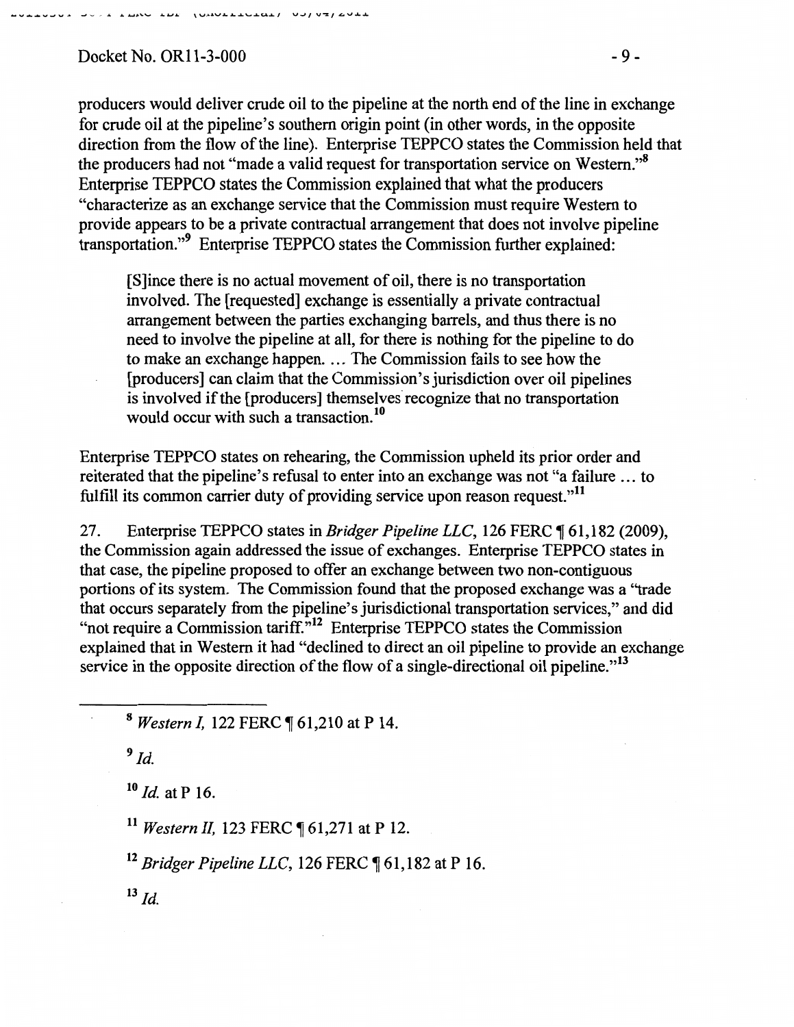producers would deliver crude oil to the pipeline at the north end of the line in exchange for crude oil at the pipeline's southern origin point (in other words, in the opposite direction from the flow of the line). Enterprise TEPPCO states the Commission held that the producers had not "made a valid request for transportation service on Western."[8] Enterprise TEPPCO states the Commission explained that what the producers "characterize as an exchange service that the Commission must require Western to provide appears to be a private contractual arrangement that does not involve pipeline transportation."[9] Enterprise TEPPCO states the Commission further explained:

> [S]ince there is no actual movement of oil, there is no transportation involved. The [requested] exchange is essentially a private contractual arrangement between the parties exchanging barrels, and thus there is no need to involve the pipeline at all, for there is nothing for the pipeline to do to make an exchange happen. ... The Commission fails to see how the [producers] can claim that the Commission's jurisdiction over oil pipelines is involved if the [producers] themselves recognize that no transportation would occur with such a transaction.[10]

Enterprise TEPPCO states on rehearing, the Commission upheld its prior order and reiterated that the pipeline's refusal to enter into an exchange was not "a failure ... to fulfill its common carrier duty of providing service upon reason request."[11]

27. Enterprise TEPPCO states in *Bridger Pipeline LLC*, 126 FERC ¶ 61,182 (2009), the Commission again addressed the issue of exchanges. Enterprise TEPPCO states in that case, the pipeline proposed to offer an exchange between two non-contiguous portions of its system. The Commission found that the proposed exchange was a "trade that occurs separately from the pipeline's jurisdictional transportation services," and did "not require a Commission tariff."[12] Enterprise TEPPCO states the Commission explained that in Western it had "declined to direct an oil pipeline to provide an exchange service in the opposite direction of the flow of a single-directional oil pipeline."[13]

---

[8] *Western I*, 122 FERC ¶ 61,210 at P 14.

[9] *Id.*

[10] *Id.* at P 16.

[11] *Western II*, 123 FERC ¶ 61,271 at P 12.

[12] *Bridger Pipeline LLC*, 126 FERC ¶ 61,182 at P 16.

[13] *Id.*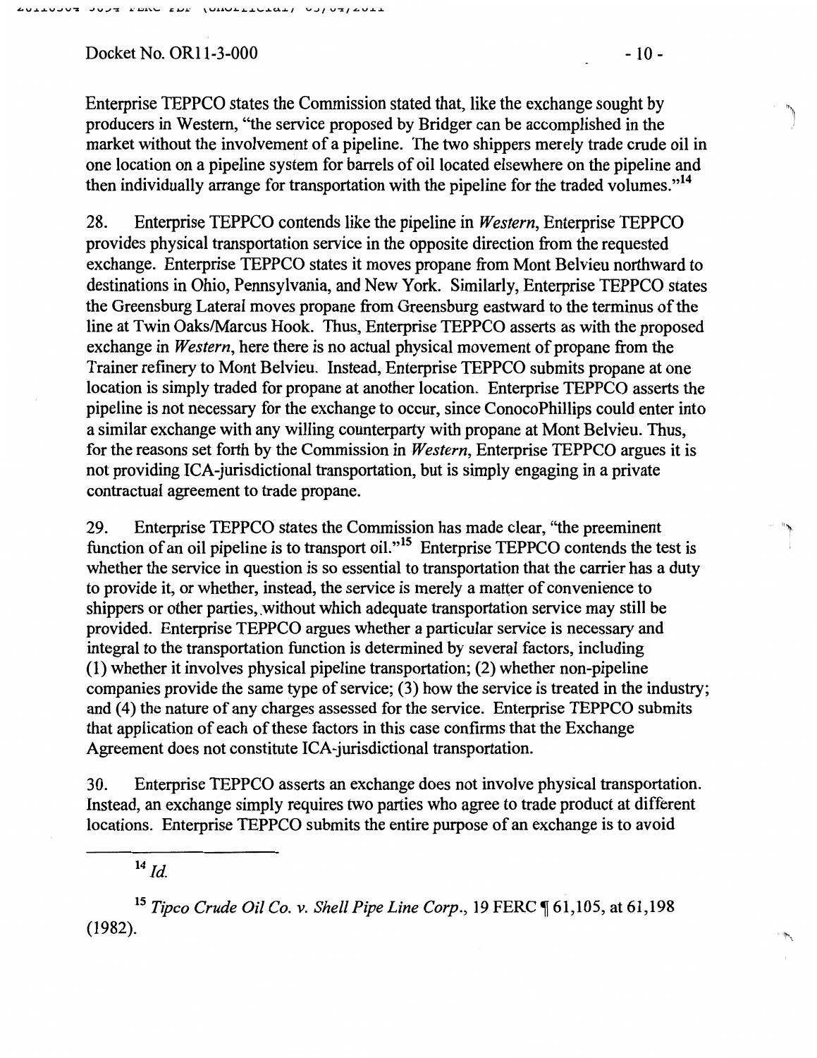Enterprise TEPPCO states the Commission stated that, like the exchange sought by producers in Western, "the service proposed by Bridger can be accomplished in the market without the involvement of a pipeline. The two shippers merely trade crude oil in one location on a pipeline system for barrels of oil located elsewhere on the pipeline and then individually arrange for transportation with the pipeline for the traded volumes."[14]

28. Enterprise TEPPCO contends like the pipeline in *Western*, Enterprise TEPPCO provides physical transportation service in the opposite direction from the requested exchange. Enterprise TEPPCO states it moves propane from Mont Belvieu northward to destinations in Ohio, Pennsylvania, and New York. Similarly, Enterprise TEPPCO states the Greensburg Lateral moves propane from Greensburg eastward to the terminus of the line at Twin Oaks/Marcus Hook. Thus, Enterprise TEPPCO asserts as with the proposed exchange in *Western*, here there is no actual physical movement of propane from the Trainer refinery to Mont Belvieu. Instead, Enterprise TEPPCO submits propane at one location is simply traded for propane at another location. Enterprise TEPPCO asserts the pipeline is not necessary for the exchange to occur, since ConocoPhillips could enter into a similar exchange with any willing counterparty with propane at Mont Belvieu. Thus, for the reasons set forth by the Commission in *Western*, Enterprise TEPPCO argues it is not providing ICA-jurisdictional transportation, but is simply engaging in a private contractual agreement to trade propane.

29. Enterprise TEPPCO states the Commission has made clear, "the preeminent function of an oil pipeline is to transport oil."[15] Enterprise TEPPCO contends the test is whether the service in question is so essential to transportation that the carrier has a duty to provide it, or whether, instead, the service is merely a matter of convenience to shippers or other parties, without which adequate transportation service may still be provided. Enterprise TEPPCO argues whether a particular service is necessary and integral to the transportation function is determined by several factors, including (1) whether it involves physical pipeline transportation; (2) whether non-pipeline companies provide the same type of service; (3) how the service is treated in the industry; and (4) the nature of any charges assessed for the service. Enterprise TEPPCO submits that application of each of these factors in this case confirms that the Exchange Agreement does not constitute ICA-jurisdictional transportation.

30. Enterprise TEPPCO asserts an exchange does not involve physical transportation. Instead, an exchange simply requires two parties who agree to trade product at different locations. Enterprise TEPPCO submits the entire purpose of an exchange is to avoid

---

[14] *Id.*

[15] *Tipco Crude Oil Co. v. Shell Pipe Line Corp.*, 19 FERC ¶ 61,105, at 61,198 (1982).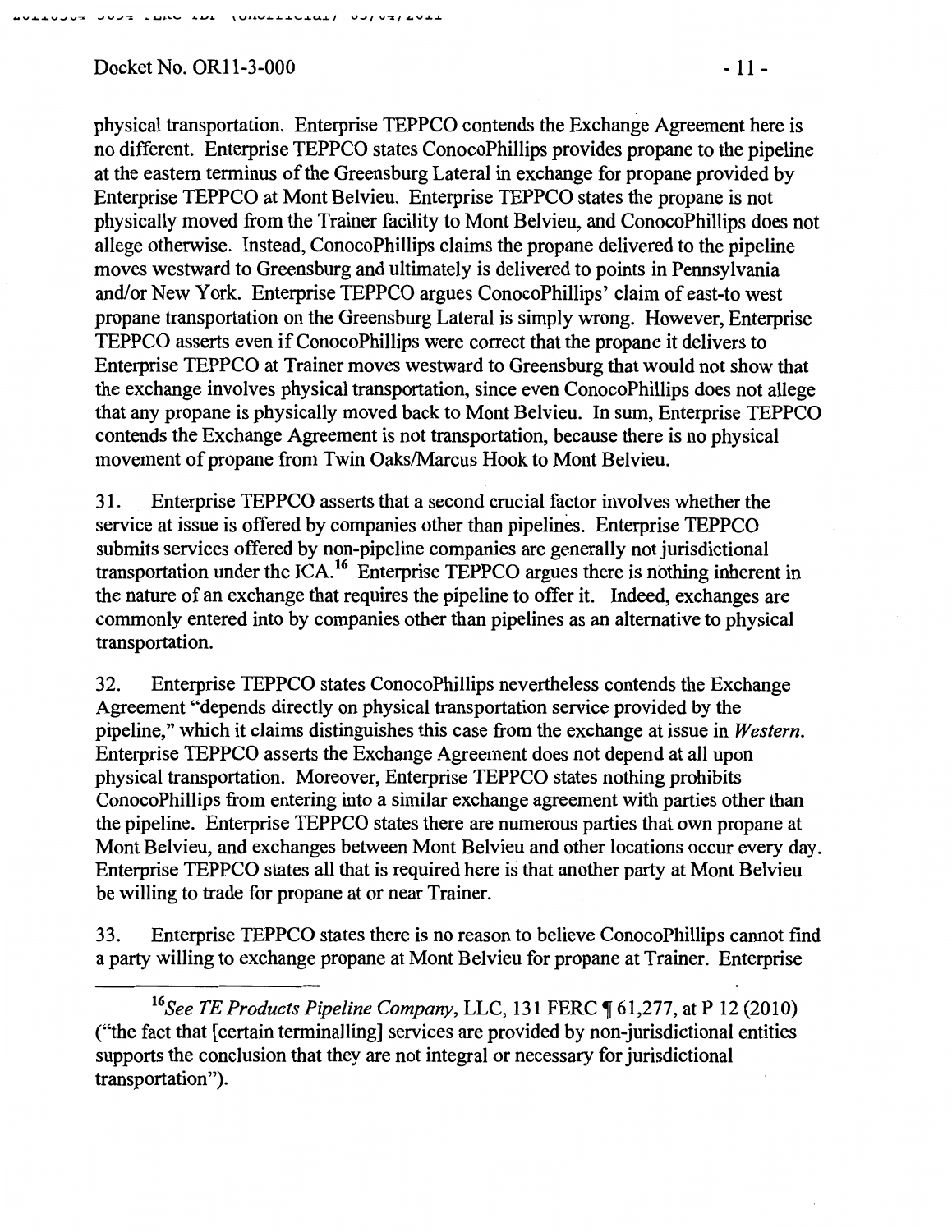physical transportation. Enterprise TEPPCO contends the Exchange Agreement here is no different. Enterprise TEPPCO states ConocoPhillips provides propane to the pipeline at the eastern terminus of the Greensburg Lateral in exchange for propane provided by Enterprise TEPPCO at Mont Belvieu. Enterprise TEPPCO states the propane is not physically moved from the Trainer facility to Mont Belvieu, and ConocoPhillips does not allege otherwise. Instead, ConocoPhillips claims the propane delivered to the pipeline moves westward to Greensburg and ultimately is delivered to points in Pennsylvania and/or New York. Enterprise TEPPCO argues ConocoPhillips' claim of east-to west propane transportation on the Greensburg Lateral is simply wrong. However, Enterprise TEPPCO asserts even if ConocoPhillips were correct that the propane it delivers to Enterprise TEPPCO at Trainer moves westward to Greensburg that would not show that the exchange involves physical transportation, since even ConocoPhillips does not allege that any propane is physically moved back to Mont Belvieu. In sum, Enterprise TEPPCO contends the Exchange Agreement is not transportation, because there is no physical movement of propane from Twin Oaks/Marcus Hook to Mont Belvieu.

31. Enterprise TEPPCO asserts that a second crucial factor involves whether the service at issue is offered by companies other than pipelines. Enterprise TEPPCO submits services offered by non-pipeline companies are generally not jurisdictional transportation under the ICA.[16] Enterprise TEPPCO argues there is nothing inherent in the nature of an exchange that requires the pipeline to offer it. Indeed, exchanges are commonly entered into by companies other than pipelines as an alternative to physical transportation.

32. Enterprise TEPPCO states ConocoPhillips nevertheless contends the Exchange Agreement "depends directly on physical transportation service provided by the pipeline," which it claims distinguishes this case from the exchange at issue in *Western*. Enterprise TEPPCO asserts the Exchange Agreement does not depend at all upon physical transportation. Moreover, Enterprise TEPPCO states nothing prohibits ConocoPhillips from entering into a similar exchange agreement with parties other than the pipeline. Enterprise TEPPCO states there are numerous parties that own propane at Mont Belvieu, and exchanges between Mont Belvieu and other locations occur every day. Enterprise TEPPCO states all that is required here is that another party at Mont Belvieu be willing to trade for propane at or near Trainer.

33. Enterprise TEPPCO states there is no reason to believe ConocoPhillips cannot find a party willing to exchange propane at Mont Belvieu for propane at Trainer. Enterprise

---

[16] *See TE Products Pipeline Company*, LLC, 131 FERC ¶ 61,277, at P 12 (2010) ("the fact that [certain terminalling] services are provided by non-jurisdictional entities supports the conclusion that they are not integral or necessary for jurisdictional transportation").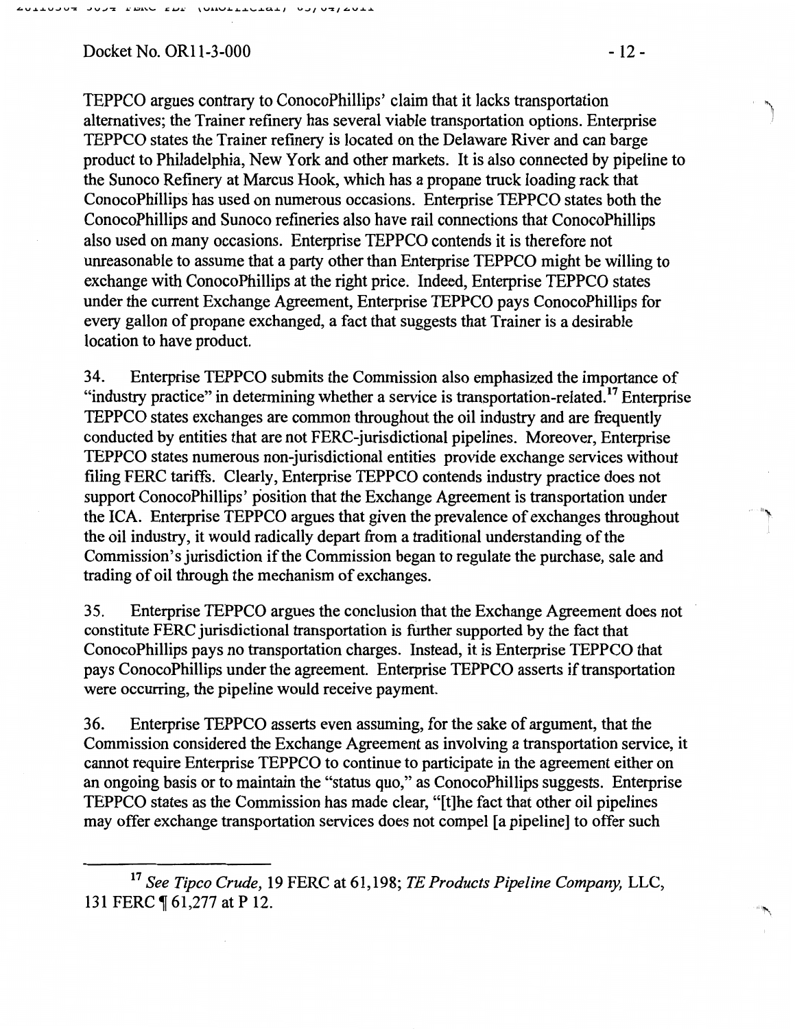TEPPCO argues contrary to ConocoPhillips' claim that it lacks transportation alternatives; the Trainer refinery has several viable transportation options. Enterprise TEPPCO states the Trainer refinery is located on the Delaware River and can barge product to Philadelphia, New York and other markets. It is also connected by pipeline to the Sunoco Refinery at Marcus Hook, which has a propane truck loading rack that ConocoPhillips has used on numerous occasions. Enterprise TEPPCO states both the ConocoPhillips and Sunoco refineries also have rail connections that ConocoPhillips also used on many occasions. Enterprise TEPPCO contends it is therefore not unreasonable to assume that a party other than Enterprise TEPPCO might be willing to exchange with ConocoPhillips at the right price. Indeed, Enterprise TEPPCO states under the current Exchange Agreement, Enterprise TEPPCO pays ConocoPhillips for every gallon of propane exchanged, a fact that suggests that Trainer is a desirable location to have product.

34. Enterprise TEPPCO submits the Commission also emphasized the importance of "industry practice" in determining whether a service is transportation-related.[17] Enterprise TEPPCO states exchanges are common throughout the oil industry and are frequently conducted by entities that are not FERC-jurisdictional pipelines. Moreover, Enterprise TEPPCO states numerous non-jurisdictional entities provide exchange services without filing FERC tariffs. Clearly, Enterprise TEPPCO contends industry practice does not support ConocoPhillips' position that the Exchange Agreement is transportation under the ICA. Enterprise TEPPCO argues that given the prevalence of exchanges throughout the oil industry, it would radically depart from a traditional understanding of the Commission's jurisdiction if the Commission began to regulate the purchase, sale and trading of oil through the mechanism of exchanges.

35. Enterprise TEPPCO argues the conclusion that the Exchange Agreement does not constitute FERC jurisdictional transportation is further supported by the fact that ConocoPhillips pays no transportation charges. Instead, it is Enterprise TEPPCO that pays ConocoPhillips under the agreement. Enterprise TEPPCO asserts if transportation were occurring, the pipeline would receive payment.

36. Enterprise TEPPCO asserts even assuming, for the sake of argument, that the Commission considered the Exchange Agreement as involving a transportation service, it cannot require Enterprise TEPPCO to continue to participate in the agreement either on an ongoing basis or to maintain the "status quo," as ConocoPhillips suggests. Enterprise TEPPCO states as the Commission has made clear, "[t]he fact that other oil pipelines may offer exchange transportation services does not compel [a pipeline] to offer such

---

[17] *See Tipco Crude*, 19 FERC at 61,198; *TE Products Pipeline Company*, LLC, 131 FERC ¶ 61,277 at P 12.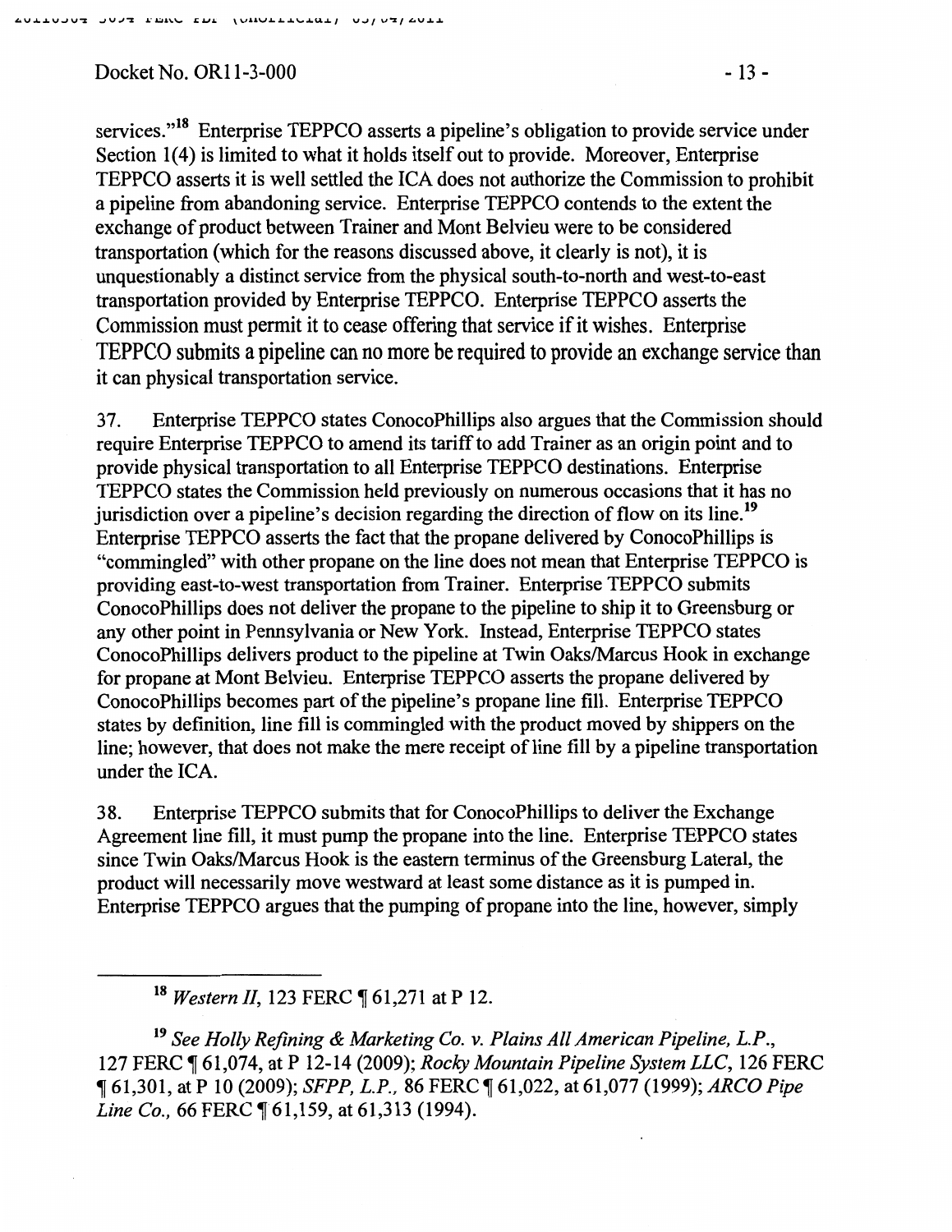services."[18] Enterprise TEPPCO asserts a pipeline's obligation to provide service under Section 1(4) is limited to what it holds itself out to provide. Moreover, Enterprise TEPPCO asserts it is well settled the ICA does not authorize the Commission to prohibit a pipeline from abandoning service. Enterprise TEPPCO contends to the extent the exchange of product between Trainer and Mont Belvieu were to be considered transportation (which for the reasons discussed above, it clearly is not), it is unquestionably a distinct service from the physical south-to-north and west-to-east transportation provided by Enterprise TEPPCO. Enterprise TEPPCO asserts the Commission must permit it to cease offering that service if it wishes. Enterprise TEPPCO submits a pipeline can no more be required to provide an exchange service than it can physical transportation service.

37. Enterprise TEPPCO states ConocoPhillips also argues that the Commission should require Enterprise TEPPCO to amend its tariff to add Trainer as an origin point and to provide physical transportation to all Enterprise TEPPCO destinations. Enterprise TEPPCO states the Commission held previously on numerous occasions that it has no jurisdiction over a pipeline's decision regarding the direction of flow on its line.[19] Enterprise TEPPCO asserts the fact that the propane delivered by ConocoPhillips is "commingled" with other propane on the line does not mean that Enterprise TEPPCO is providing east-to-west transportation from Trainer. Enterprise TEPPCO submits ConocoPhillips does not deliver the propane to the pipeline to ship it to Greensburg or any other point in Pennsylvania or New York. Instead, Enterprise TEPPCO states ConocoPhillips delivers product to the pipeline at Twin Oaks/Marcus Hook in exchange for propane at Mont Belvieu. Enterprise TEPPCO asserts the propane delivered by ConocoPhillips becomes part of the pipeline's propane line fill. Enterprise TEPPCO states by definition, line fill is commingled with the product moved by shippers on the line; however, that does not make the mere receipt of line fill by a pipeline transportation under the ICA.

38. Enterprise TEPPCO submits that for ConocoPhillips to deliver the Exchange Agreement line fill, it must pump the propane into the line. Enterprise TEPPCO states since Twin Oaks/Marcus Hook is the eastern terminus of the Greensburg Lateral, the product will necessarily move westward at least some distance as it is pumped in. Enterprise TEPPCO argues that the pumping of propane into the line, however, simply

---

[18] *Western II*, 123 FERC ¶ 61,271 at P 12.

[19] *See Holly Refining & Marketing Co. v. Plains All American Pipeline, L.P.*, 127 FERC ¶ 61,074, at P 12-14 (2009); *Rocky Mountain Pipeline System LLC*, 126 FERC ¶ 61,301, at P 10 (2009); *SFPP, L.P.*, 86 FERC ¶ 61,022, at 61,077 (1999); *ARCO Pipe Line Co.*, 66 FERC ¶ 61,159, at 61,313 (1994).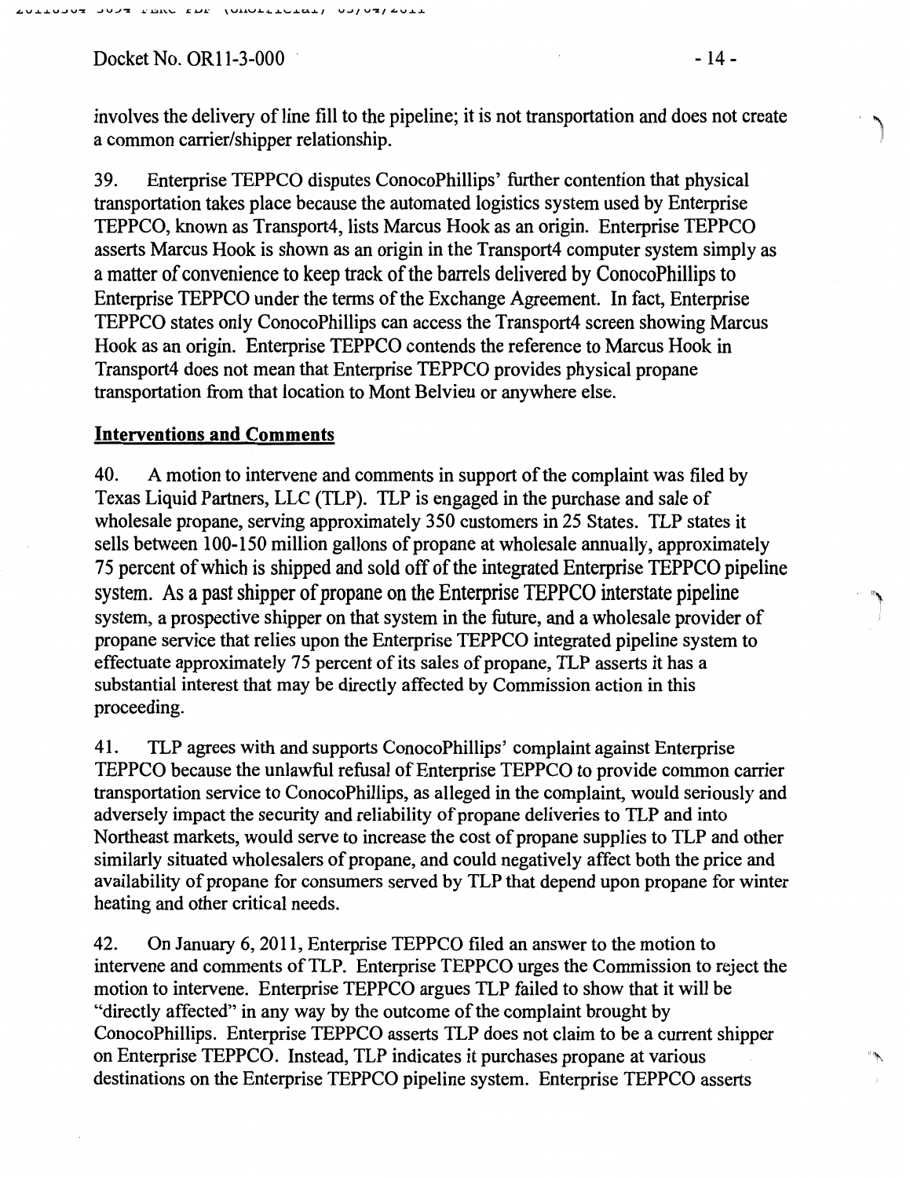involves the delivery of line fill to the pipeline; it is not transportation and does not create a common carrier/shipper relationship.

39. Enterprise TEPPCO disputes ConocoPhillips' further contention that physical transportation takes place because the automated logistics system used by Enterprise TEPPCO, known as Transport4, lists Marcus Hook as an origin. Enterprise TEPPCO asserts Marcus Hook is shown as an origin in the Transport4 computer system simply as a matter of convenience to keep track of the barrels delivered by ConocoPhillips to Enterprise TEPPCO under the terms of the Exchange Agreement. In fact, Enterprise TEPPCO states only ConocoPhillips can access the Transport4 screen showing Marcus Hook as an origin. Enterprise TEPPCO contends the reference to Marcus Hook in Transport4 does not mean that Enterprise TEPPCO provides physical propane transportation from that location to Mont Belvieu or anywhere else.

## Interventions and Comments

40. A motion to intervene and comments in support of the complaint was filed by Texas Liquid Partners, LLC (TLP). TLP is engaged in the purchase and sale of wholesale propane, serving approximately 350 customers in 25 States. TLP states it sells between 100-150 million gallons of propane at wholesale annually, approximately 75 percent of which is shipped and sold off of the integrated Enterprise TEPPCO pipeline system. As a past shipper of propane on the Enterprise TEPPCO interstate pipeline system, a prospective shipper on that system in the future, and a wholesale provider of propane service that relies upon the Enterprise TEPPCO integrated pipeline system to effectuate approximately 75 percent of its sales of propane, TLP asserts it has a substantial interest that may be directly affected by Commission action in this proceeding.

41. TLP agrees with and supports ConocoPhillips' complaint against Enterprise TEPPCO because the unlawful refusal of Enterprise TEPPCO to provide common carrier transportation service to ConocoPhillips, as alleged in the complaint, would seriously and adversely impact the security and reliability of propane deliveries to TLP and into Northeast markets, would serve to increase the cost of propane supplies to TLP and other similarly situated wholesalers of propane, and could negatively affect both the price and availability of propane for consumers served by TLP that depend upon propane for winter heating and other critical needs.

42. On January 6, 2011, Enterprise TEPPCO filed an answer to the motion to intervene and comments of TLP. Enterprise TEPPCO urges the Commission to reject the motion to intervene. Enterprise TEPPCO argues TLP failed to show that it will be "directly affected" in any way by the outcome of the complaint brought by ConocoPhillips. Enterprise TEPPCO asserts TLP does not claim to be a current shipper on Enterprise TEPPCO. Instead, TLP indicates it purchases propane at various destinations on the Enterprise TEPPCO pipeline system. Enterprise TEPPCO asserts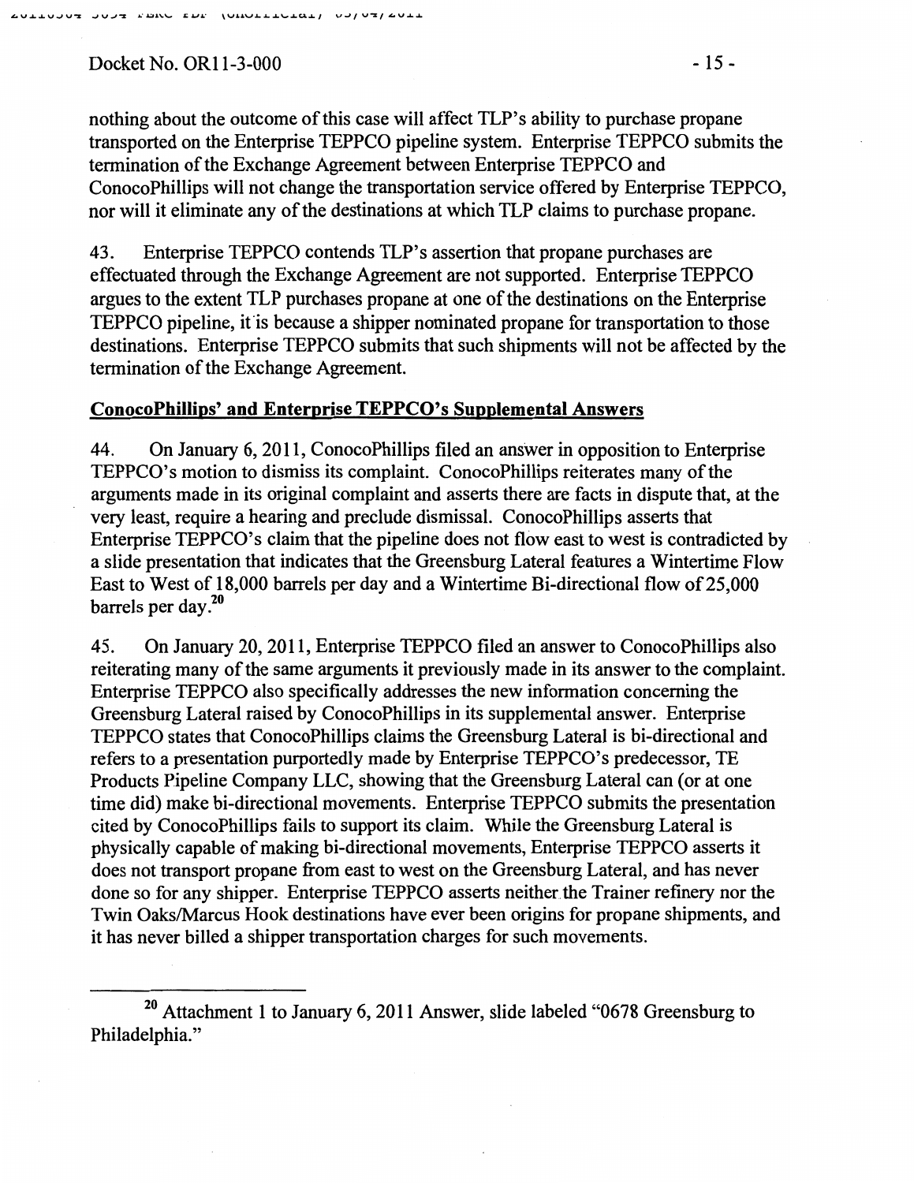nothing about the outcome of this case will affect TLP's ability to purchase propane transported on the Enterprise TEPPCO pipeline system. Enterprise TEPPCO submits the termination of the Exchange Agreement between Enterprise TEPPCO and ConocoPhillips will not change the transportation service offered by Enterprise TEPPCO, nor will it eliminate any of the destinations at which TLP claims to purchase propane.

43. Enterprise TEPPCO contends TLP's assertion that propane purchases are effectuated through the Exchange Agreement are not supported. Enterprise TEPPCO argues to the extent TLP purchases propane at one of the destinations on the Enterprise TEPPCO pipeline, it is because a shipper nominated propane for transportation to those destinations. Enterprise TEPPCO submits that such shipments will not be affected by the termination of the Exchange Agreement.

## ConocoPhillips' and Enterprise TEPPCO's Supplemental Answers

44. On January 6, 2011, ConocoPhillips filed an answer in opposition to Enterprise TEPPCO's motion to dismiss its complaint. ConocoPhillips reiterates many of the arguments made in its original complaint and asserts there are facts in dispute that, at the very least, require a hearing and preclude dismissal. ConocoPhillips asserts that Enterprise TEPPCO's claim that the pipeline does not flow east to west is contradicted by a slide presentation that indicates that the Greensburg Lateral features a Wintertime Flow East to West of 18,000 barrels per day and a Wintertime Bi-directional flow of 25,000 barrels per day.[20]

45. On January 20, 2011, Enterprise TEPPCO filed an answer to ConocoPhillips also reiterating many of the same arguments it previously made in its answer to the complaint. Enterprise TEPPCO also specifically addresses the new information concerning the Greensburg Lateral raised by ConocoPhillips in its supplemental answer. Enterprise TEPPCO states that ConocoPhillips claims the Greensburg Lateral is bi-directional and refers to a presentation purportedly made by Enterprise TEPPCO's predecessor, TE Products Pipeline Company LLC, showing that the Greensburg Lateral can (or at one time did) make bi-directional movements. Enterprise TEPPCO submits the presentation cited by ConocoPhillips fails to support its claim. While the Greensburg Lateral is physically capable of making bi-directional movements, Enterprise TEPPCO asserts it does not transport propane from east to west on the Greensburg Lateral, and has never done so for any shipper. Enterprise TEPPCO asserts neither the Trainer refinery nor the Twin Oaks/Marcus Hook destinations have ever been origins for propane shipments, and it has never billed a shipper transportation charges for such movements.

---

[20] Attachment 1 to January 6, 2011 Answer, slide labeled "0678 Greensburg to Philadelphia."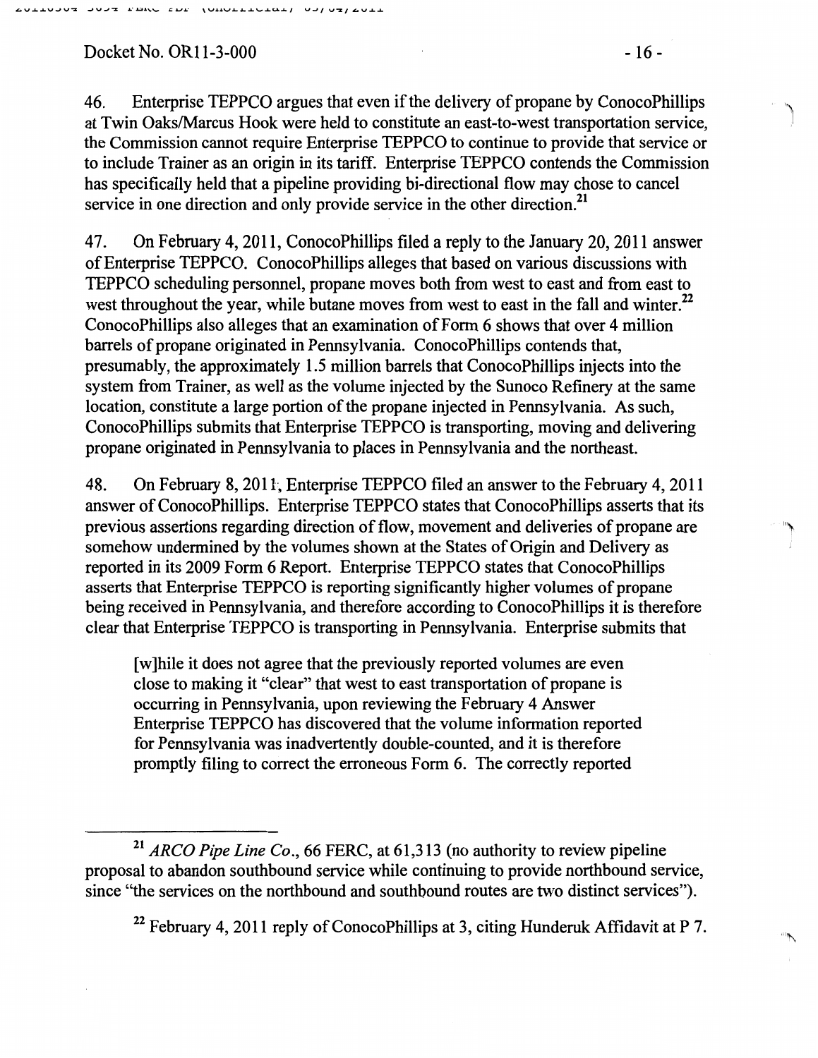46. Enterprise TEPPCO argues that even if the delivery of propane by ConocoPhillips at Twin Oaks/Marcus Hook were held to constitute an east-to-west transportation service, the Commission cannot require Enterprise TEPPCO to continue to provide that service or to include Trainer as an origin in its tariff. Enterprise TEPPCO contends the Commission has specifically held that a pipeline providing bi-directional flow may chose to cancel service in one direction and only provide service in the other direction.[21]

47. On February 4, 2011, ConocoPhillips filed a reply to the January 20, 2011 answer of Enterprise TEPPCO. ConocoPhillips alleges that based on various discussions with TEPPCO scheduling personnel, propane moves both from west to east and from east to west throughout the year, while butane moves from west to east in the fall and winter.[22] ConocoPhillips also alleges that an examination of Form 6 shows that over 4 million barrels of propane originated in Pennsylvania. ConocoPhillips contends that, presumably, the approximately 1.5 million barrels that ConocoPhillips injects into the system from Trainer, as well as the volume injected by the Sunoco Refinery at the same location, constitute a large portion of the propane injected in Pennsylvania. As such, ConocoPhillips submits that Enterprise TEPPCO is transporting, moving and delivering propane originated in Pennsylvania to places in Pennsylvania and the northeast.

48. On February 8, 2011, Enterprise TEPPCO filed an answer to the February 4, 2011 answer of ConocoPhillips. Enterprise TEPPCO states that ConocoPhillips asserts that its previous assertions regarding direction of flow, movement and deliveries of propane are somehow undermined by the volumes shown at the States of Origin and Delivery as reported in its 2009 Form 6 Report. Enterprise TEPPCO states that ConocoPhillips asserts that Enterprise TEPPCO is reporting significantly higher volumes of propane being received in Pennsylvania, and therefore according to ConocoPhillips it is therefore clear that Enterprise TEPPCO is transporting in Pennsylvania. Enterprise submits that

> [w]hile it does not agree that the previously reported volumes are even close to making it "clear" that west to east transportation of propane is occurring in Pennsylvania, upon reviewing the February 4 Answer Enterprise TEPPCO has discovered that the volume information reported for Pennsylvania was inadvertently double-counted, and it is therefore promptly filing to correct the erroneous Form 6. The correctly reported

---

[21] *ARCO Pipe Line Co.*, 66 FERC, at 61,313 (no authority to review pipeline proposal to abandon southbound service while continuing to provide northbound service, since "the services on the northbound and southbound routes are two distinct services").

[22] February 4, 2011 reply of ConocoPhillips at 3, citing Hunderuk Affidavit at P 7.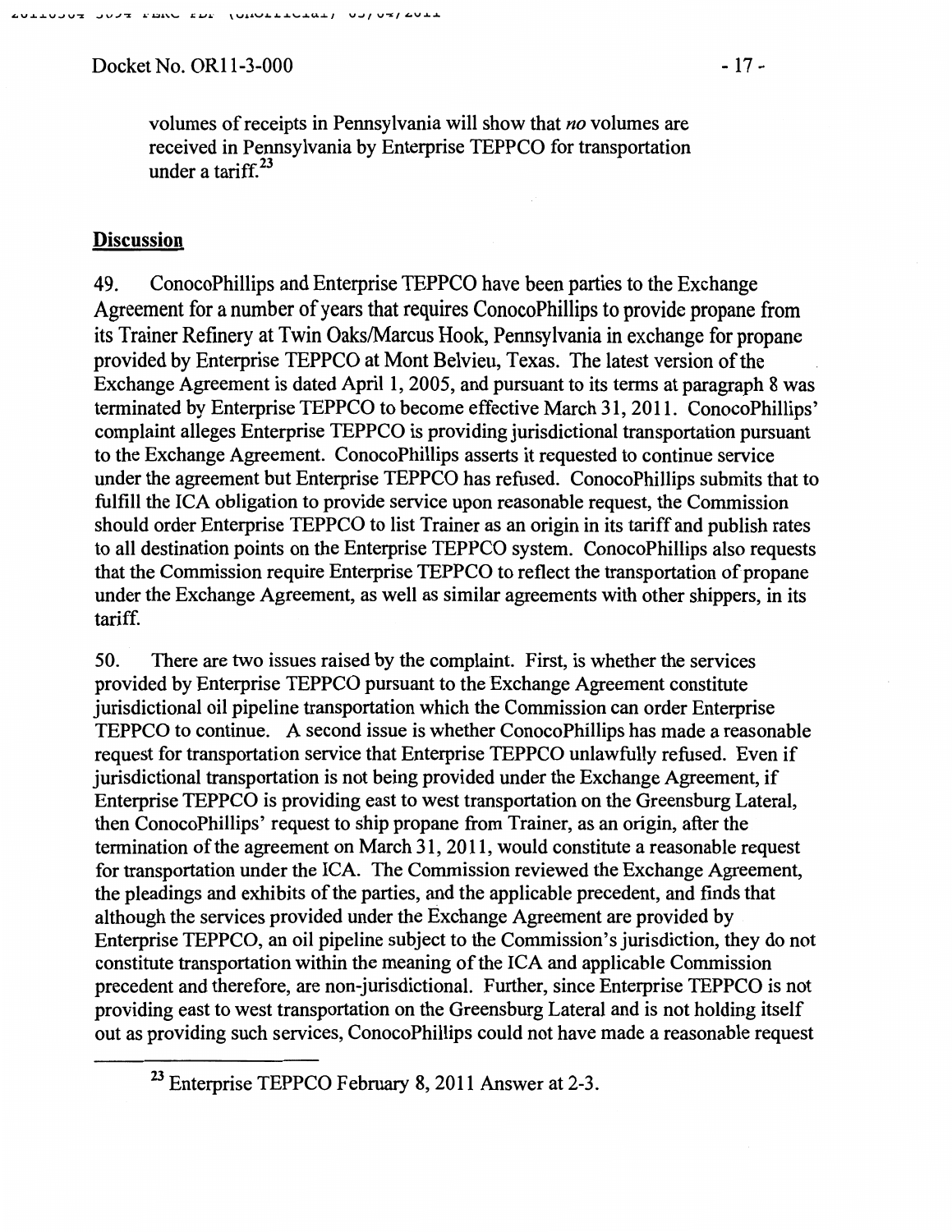volumes of receipts in Pennsylvania will show that *no* volumes are received in Pennsylvania by Enterprise TEPPCO for transportation under a tariff.[23]

## Discussion

49. ConocoPhillips and Enterprise TEPPCO have been parties to the Exchange Agreement for a number of years that requires ConocoPhillips to provide propane from its Trainer Refinery at Twin Oaks/Marcus Hook, Pennsylvania in exchange for propane provided by Enterprise TEPPCO at Mont Belvieu, Texas. The latest version of the Exchange Agreement is dated April 1, 2005, and pursuant to its terms at paragraph 8 was terminated by Enterprise TEPPCO to become effective March 31, 2011. ConocoPhillips' complaint alleges Enterprise TEPPCO is providing jurisdictional transportation pursuant to the Exchange Agreement. ConocoPhillips asserts it requested to continue service under the agreement but Enterprise TEPPCO has refused. ConocoPhillips submits that to fulfill the ICA obligation to provide service upon reasonable request, the Commission should order Enterprise TEPPCO to list Trainer as an origin in its tariff and publish rates to all destination points on the Enterprise TEPPCO system. ConocoPhillips also requests that the Commission require Enterprise TEPPCO to reflect the transportation of propane under the Exchange Agreement, as well as similar agreements with other shippers, in its tariff.

50. There are two issues raised by the complaint. First, is whether the services provided by Enterprise TEPPCO pursuant to the Exchange Agreement constitute jurisdictional oil pipeline transportation which the Commission can order Enterprise TEPPCO to continue. A second issue is whether ConocoPhillips has made a reasonable request for transportation service that Enterprise TEPPCO unlawfully refused. Even if jurisdictional transportation is not being provided under the Exchange Agreement, if Enterprise TEPPCO is providing east to west transportation on the Greensburg Lateral, then ConocoPhillips' request to ship propane from Trainer, as an origin, after the termination of the agreement on March 31, 2011, would constitute a reasonable request for transportation under the ICA. The Commission reviewed the Exchange Agreement, the pleadings and exhibits of the parties, and the applicable precedent, and finds that although the services provided under the Exchange Agreement are provided by Enterprise TEPPCO, an oil pipeline subject to the Commission's jurisdiction, they do not constitute transportation within the meaning of the ICA and applicable Commission precedent and therefore, are non-jurisdictional. Further, since Enterprise TEPPCO is not providing east to west transportation on the Greensburg Lateral and is not holding itself out as providing such services, ConocoPhillips could not have made a reasonable request

[23] Enterprise TEPPCO February 8, 2011 Answer at 2-3.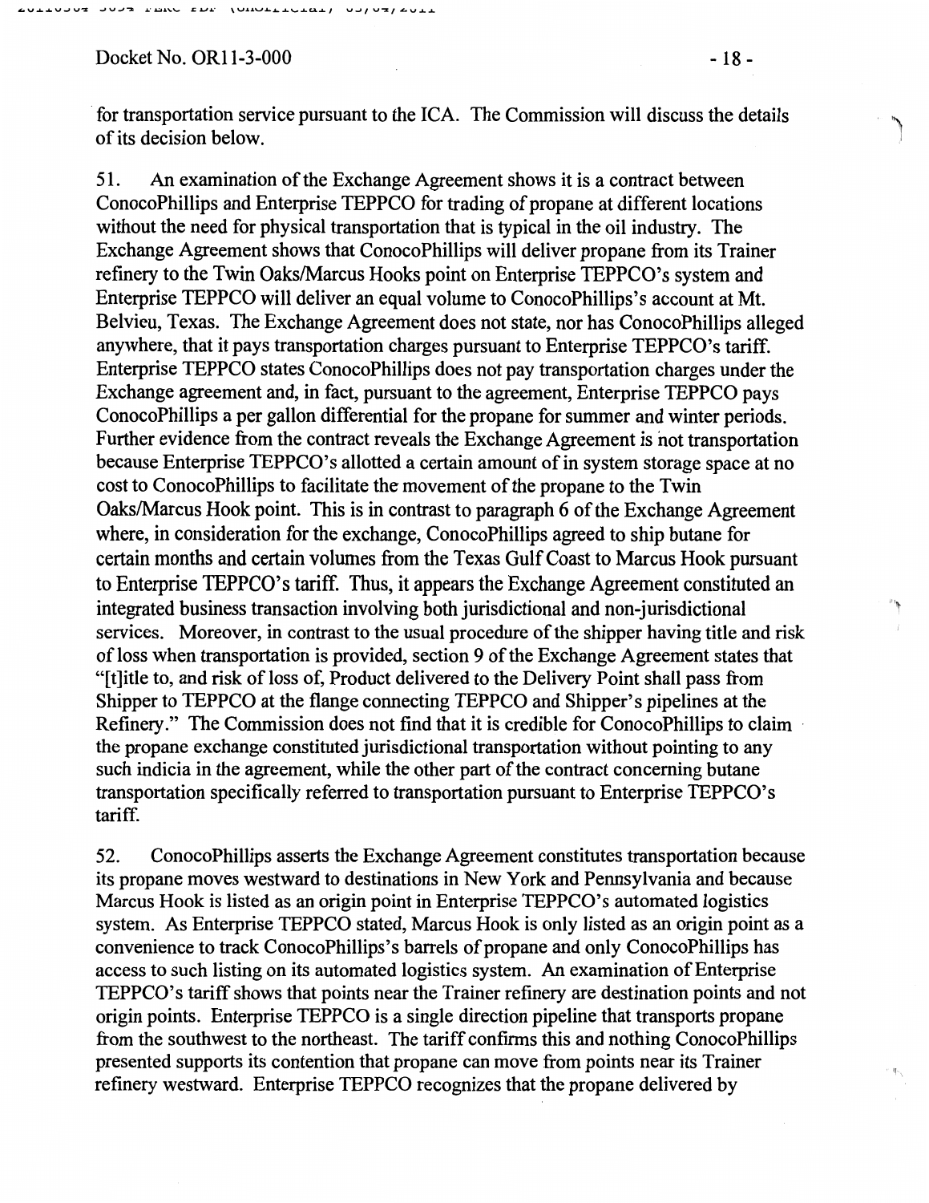for transportation service pursuant to the ICA. The Commission will discuss the details of its decision below.

51. An examination of the Exchange Agreement shows it is a contract between ConocoPhillips and Enterprise TEPPCO for trading of propane at different locations without the need for physical transportation that is typical in the oil industry. The Exchange Agreement shows that ConocoPhillips will deliver propane from its Trainer refinery to the Twin Oaks/Marcus Hooks point on Enterprise TEPPCO's system and Enterprise TEPPCO will deliver an equal volume to ConocoPhillips's account at Mt. Belvieu, Texas. The Exchange Agreement does not state, nor has ConocoPhillips alleged anywhere, that it pays transportation charges pursuant to Enterprise TEPPCO's tariff. Enterprise TEPPCO states ConocoPhillips does not pay transportation charges under the Exchange agreement and, in fact, pursuant to the agreement, Enterprise TEPPCO pays ConocoPhillips a per gallon differential for the propane for summer and winter periods. Further evidence from the contract reveals the Exchange Agreement is not transportation because Enterprise TEPPCO's allotted a certain amount of in system storage space at no cost to ConocoPhillips to facilitate the movement of the propane to the Twin Oaks/Marcus Hook point. This is in contrast to paragraph 6 of the Exchange Agreement where, in consideration for the exchange, ConocoPhillips agreed to ship butane for certain months and certain volumes from the Texas Gulf Coast to Marcus Hook pursuant to Enterprise TEPPCO's tariff. Thus, it appears the Exchange Agreement constituted an integrated business transaction involving both jurisdictional and non-jurisdictional services. Moreover, in contrast to the usual procedure of the shipper having title and risk of loss when transportation is provided, section 9 of the Exchange Agreement states that "[t]itle to, and risk of loss of, Product delivered to the Delivery Point shall pass from Shipper to TEPPCO at the flange connecting TEPPCO and Shipper's pipelines at the Refinery." The Commission does not find that it is credible for ConocoPhillips to claim the propane exchange constituted jurisdictional transportation without pointing to any such indicia in the agreement, while the other part of the contract concerning butane transportation specifically referred to transportation pursuant to Enterprise TEPPCO's tariff.

52. ConocoPhillips asserts the Exchange Agreement constitutes transportation because its propane moves westward to destinations in New York and Pennsylvania and because Marcus Hook is listed as an origin point in Enterprise TEPPCO's automated logistics system. As Enterprise TEPPCO stated, Marcus Hook is only listed as an origin point as a convenience to track ConocoPhillips's barrels of propane and only ConocoPhillips has access to such listing on its automated logistics system. An examination of Enterprise TEPPCO's tariff shows that points near the Trainer refinery are destination points and not origin points. Enterprise TEPPCO is a single direction pipeline that transports propane from the southwest to the northeast. The tariff confirms this and nothing ConocoPhillips presented supports its contention that propane can move from points near its Trainer refinery westward. Enterprise TEPPCO recognizes that the propane delivered by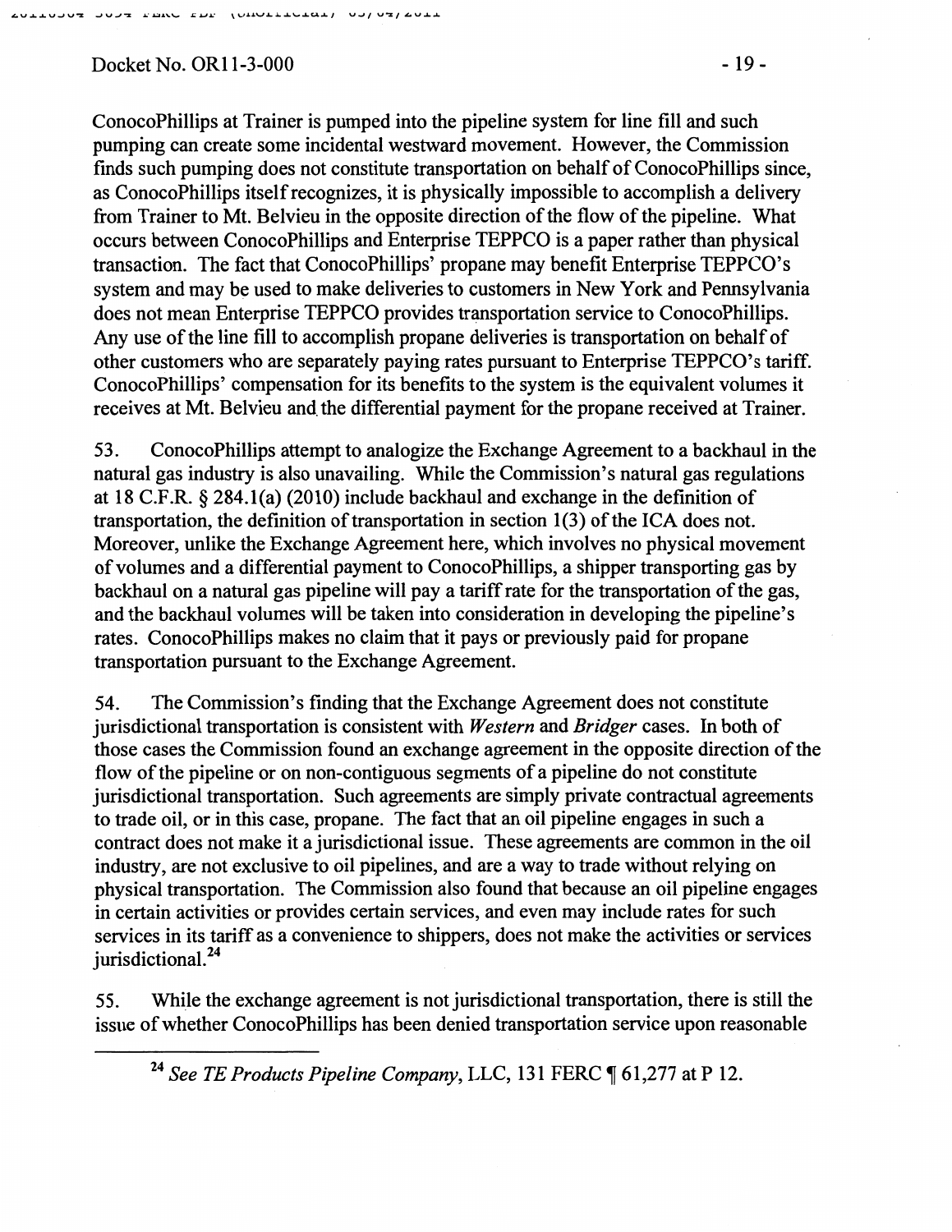ConocoPhillips at Trainer is pumped into the pipeline system for line fill and such pumping can create some incidental westward movement. However, the Commission finds such pumping does not constitute transportation on behalf of ConocoPhillips since, as ConocoPhillips itself recognizes, it is physically impossible to accomplish a delivery from Trainer to Mt. Belvieu in the opposite direction of the flow of the pipeline. What occurs between ConocoPhillips and Enterprise TEPPCO is a paper rather than physical transaction. The fact that ConocoPhillips' propane may benefit Enterprise TEPPCO's system and may be used to make deliveries to customers in New York and Pennsylvania does not mean Enterprise TEPPCO provides transportation service to ConocoPhillips. Any use of the line fill to accomplish propane deliveries is transportation on behalf of other customers who are separately paying rates pursuant to Enterprise TEPPCO's tariff. ConocoPhillips' compensation for its benefits to the system is the equivalent volumes it receives at Mt. Belvieu and the differential payment for the propane received at Trainer.

53. ConocoPhillips attempt to analogize the Exchange Agreement to a backhaul in the natural gas industry is also unavailing. While the Commission's natural gas regulations at 18 C.F.R. § 284.1(a) (2010) include backhaul and exchange in the definition of transportation, the definition of transportation in section 1(3) of the ICA does not. Moreover, unlike the Exchange Agreement here, which involves no physical movement of volumes and a differential payment to ConocoPhillips, a shipper transporting gas by backhaul on a natural gas pipeline will pay a tariff rate for the transportation of the gas, and the backhaul volumes will be taken into consideration in developing the pipeline's rates. ConocoPhillips makes no claim that it pays or previously paid for propane transportation pursuant to the Exchange Agreement.

54. The Commission's finding that the Exchange Agreement does not constitute jurisdictional transportation is consistent with *Western* and *Bridger* cases. In both of those cases the Commission found an exchange agreement in the opposite direction of the flow of the pipeline or on non-contiguous segments of a pipeline do not constitute jurisdictional transportation. Such agreements are simply private contractual agreements to trade oil, or in this case, propane. The fact that an oil pipeline engages in such a contract does not make it a jurisdictional issue. These agreements are common in the oil industry, are not exclusive to oil pipelines, and are a way to trade without relying on physical transportation. The Commission also found that because an oil pipeline engages in certain activities or provides certain services, and even may include rates for such services in its tariff as a convenience to shippers, does not make the activities or services jurisdictional.[24]

55. While the exchange agreement is not jurisdictional transportation, there is still the issue of whether ConocoPhillips has been denied transportation service upon reasonable

---

[24] *See TE Products Pipeline Company*, LLC, 131 FERC ¶ 61,277 at P 12.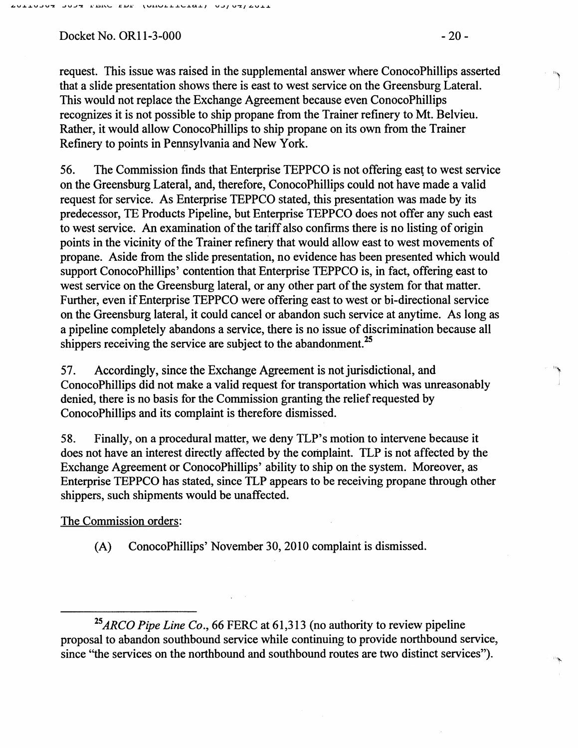request. This issue was raised in the supplemental answer where ConocoPhillips asserted that a slide presentation shows there is east to west service on the Greensburg Lateral. This would not replace the Exchange Agreement because even ConocoPhillips recognizes it is not possible to ship propane from the Trainer refinery to Mt. Belvieu. Rather, it would allow ConocoPhillips to ship propane on its own from the Trainer Refinery to points in Pennsylvania and New York.

56. The Commission finds that Enterprise TEPPCO is not offering east to west service on the Greensburg Lateral, and, therefore, ConocoPhillips could not have made a valid request for service. As Enterprise TEPPCO stated, this presentation was made by its predecessor, TE Products Pipeline, but Enterprise TEPPCO does not offer any such east to west service. An examination of the tariff also confirms there is no listing of origin points in the vicinity of the Trainer refinery that would allow east to west movements of propane. Aside from the slide presentation, no evidence has been presented which would support ConocoPhillips' contention that Enterprise TEPPCO is, in fact, offering east to west service on the Greensburg lateral, or any other part of the system for that matter. Further, even if Enterprise TEPPCO were offering east to west or bi-directional service on the Greensburg lateral, it could cancel or abandon such service at anytime. As long as a pipeline completely abandons a service, there is no issue of discrimination because all shippers receiving the service are subject to the abandonment.[25]

57. Accordingly, since the Exchange Agreement is not jurisdictional, and ConocoPhillips did not make a valid request for transportation which was unreasonably denied, there is no basis for the Commission granting the relief requested by ConocoPhillips and its complaint is therefore dismissed.

58. Finally, on a procedural matter, we deny TLP's motion to intervene because it does not have an interest directly affected by the complaint. TLP is not affected by the Exchange Agreement or ConocoPhillips' ability to ship on the system. Moreover, as Enterprise TEPPCO has stated, since TLP appears to be receiving propane through other shippers, such shipments would be unaffected.

The Commission orders:

(A) ConocoPhillips' November 30, 2010 complaint is dismissed.

---

[25] *ARCO Pipe Line Co.*, 66 FERC at 61,313 (no authority to review pipeline proposal to abandon southbound service while continuing to provide northbound service, since "the services on the northbound and southbound routes are two distinct services").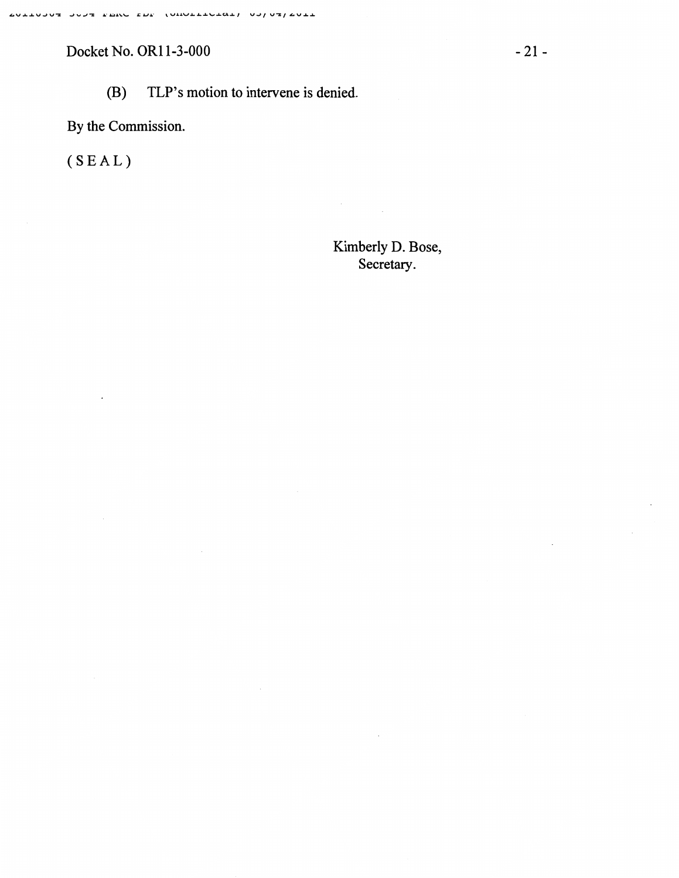(B) TLP's motion to intervene is denied.

By the Commission.

( S E A L )

Kimberly D. Bose,  
Secretary.